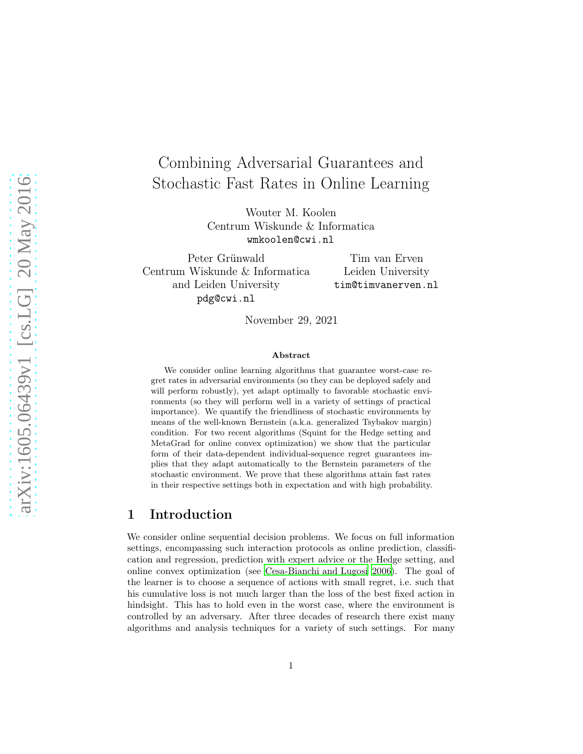# Combining Adversarial Guarantees and Stochastic Fast Rates in Online Learning

Wouter M. Koolen
Centrum Wiskunde & Informatica
wmkoolen@cwi.nl

Peter Grünwald
Centrum Wiskunde & Informatica
and Leiden University
pdg@cwi.nl

Tim van Erven
Leiden University
tim@timvanerven.nl

November 29, 2021

### Abstract

We consider online learning algorithms that guarantee worst-case regret rates in adversarial environments (so they can be deployed safely and will perform robustly), yet adapt optimally to favorable stochastic environments (so they will perform well in a variety of settings of practical importance). We quantify the friendliness of stochastic environments by means of the well-known Bernstein (a.k.a. generalized Tsybakov margin) condition. For two recent algorithms (Squint for the Hedge setting and MetaGrad for online convex optimization) we show that the particular form of their data-dependent individual-sequence regret guarantees implies that they adapt automatically to the Bernstein parameters of the stochastic environment. We prove that these algorithms attain fast rates in their respective settings both in expectation and with high probability.

## 1 Introduction

We consider online sequential decision problems. We focus on full information settings, encompassing such interaction protocols as online prediction, classification and regression, prediction with expert advice or the Hedge setting, and online convex optimization (see Cesa-Bianchi and Lugosi 2006). The goal of the learner is to choose a sequence of actions with small regret, i.e. such that his cumulative loss is not much larger than the loss of the best fixed action in hindsight. This has to hold even in the worst case, where the environment is controlled by an adversary. After three decades of research there exist many algorithms and analysis techniques for a variety of such settings. For many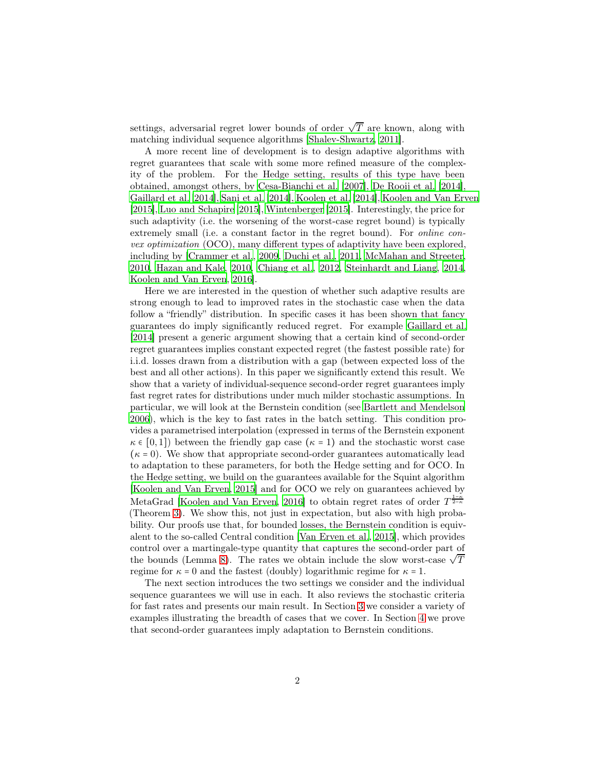settings, adversarial regret lower bounds of order $\sqrt{T}$ are known, along with matching individual sequence algorithms [Shalev-Shwartz, 2011].

A more recent line of development is to design adaptive algorithms with regret guarantees that scale with some more refined measure of the complexity of the problem. For the Hedge setting, results of this type have been obtained, amongst others, by Cesa-Bianchi et al. [2007], De Rooij et al. [2014], Gaillard et al. [2014], Sani et al. [2014], Koolen et al. [2014], Koolen and Van Erven [2015], Luo and Schapire [2015], Wintenberger [2015]. Interestingly, the price for such adaptivity (i.e. the worsening of the worst-case regret bound) is typically extremely small (i.e. a constant factor in the regret bound). For *online convex optimization* (OCO), many different types of adaptivity have been explored, including by [Crammer et al., 2009, Duchi et al., 2011, McMahan and Streeter, 2010, Hazan and Kale, 2010, Chiang et al., 2012, Steinhardt and Liang, 2014, Koolen and Van Erven, 2016].

Here we are interested in the question of whether such adaptive results are strong enough to lead to improved rates in the stochastic case when the data follow a "friendly" distribution. In specific cases it has been shown that fancy guarantees do imply significantly reduced regret. For example Gaillard et al. [2014] present a generic argument showing that a certain kind of second-order regret guarantees implies constant expected regret (the fastest possible rate) for i.i.d. losses drawn from a distribution with a gap (between expected loss of the best and all other actions). In this paper we significantly extend this result. We show that a variety of individual-sequence second-order regret guarantees imply fast regret rates for distributions under much milder stochastic assumptions. In particular, we will look at the Bernstein condition (see Bartlett and Mendelson 2006), which is the key to fast rates in the batch setting. This condition provides a parametrised interpolation (expressed in terms of the Bernstein exponent $\kappa \in [0, 1]$) between the friendly gap case ($\kappa = 1$) and the stochastic worst case ($\kappa = 0$). We show that appropriate second-order guarantees automatically lead to adaptation to these parameters, for both the Hedge setting and for OCO. In the Hedge setting, we build on the guarantees available for the Squint algorithm [Koolen and Van Erven, 2015] and for OCO we rely on guarantees achieved by MetaGrad [Koolen and Van Erven, 2016] to obtain regret rates of order $T^{\frac{1-\kappa}{2-\kappa}}$ (Theorem 3). We show this, not just in expectation, but also with high probability. Our proofs use that, for bounded losses, the Bernstein condition is equivalent to the so-called Central condition [Van Erven et al., 2015], which provides control over a martingale-type quantity that captures the second-order part of the bounds (Lemma 8). The rates we obtain include the slow worst-case $\sqrt{T}$ regime for $\kappa = 0$ and the fastest (doubly) logarithmic regime for $\kappa = 1$.

The next section introduces the two settings we consider and the individual sequence guarantees we will use in each. It also reviews the stochastic criteria for fast rates and presents our main result. In Section 3 we consider a variety of examples illustrating the breadth of cases that we cover. In Section 4 we prove that second-order guarantees imply adaptation to Bernstein conditions.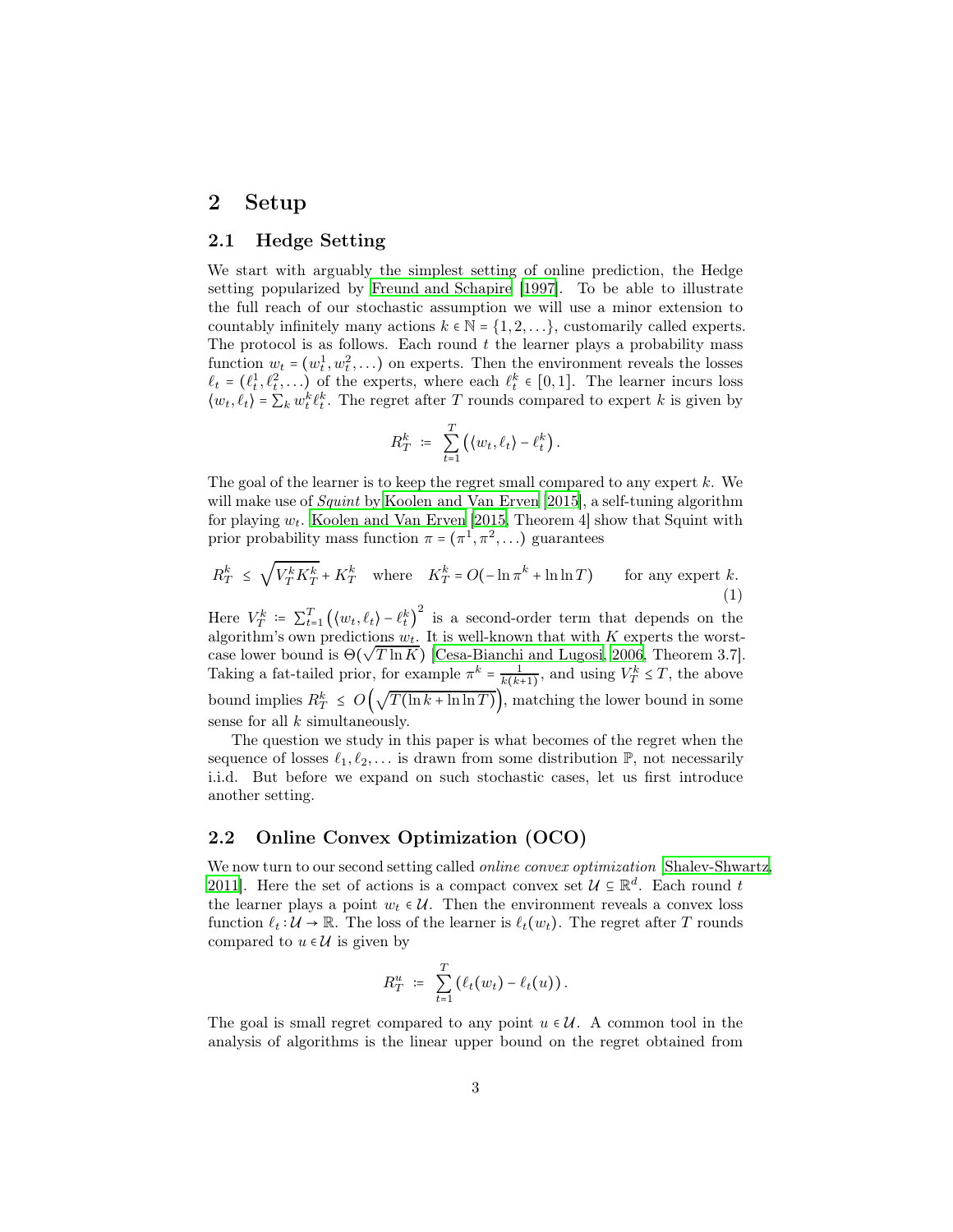## 2 Setup

### 2.1 Hedge Setting

We start with arguably the simplest setting of online prediction, the Hedge setting popularized by Freund and Schapire [1997]. To be able to illustrate the full reach of our stochastic assumption we will use a minor extension to countably infinitely many actions $k \in \mathbb{N} = \{1, 2, \dots\}$, customarily called experts. The protocol is as follows. Each round $t$ the learner plays a probability mass function $w_t = (w_t^1, w_t^2, \dots)$ on experts. Then the environment reveals the losses $\ell_t = (\ell_t^1, \ell_t^2, \dots)$ of the experts, where each $\ell_t^k \in [0, 1]$. The learner incurs loss $\langle w_t, \ell_t \rangle = \sum_k w_t^k \ell_t^k$. The regret after $T$ rounds compared to expert $k$ is given by

$$R_T^k \;\coloneqq\; \sum_{t=1}^{T} \left( \langle w_t, \ell_t \rangle - \ell_t^k \right).$$

The goal of the learner is to keep the regret small compared to any expert $k$. We will make use of *Squint* by Koolen and Van Erven [2015], a self-tuning algorithm for playing $w_t$. Koolen and Van Erven [2015, Theorem 4] show that Squint with prior probability mass function $\pi = (\pi^1, \pi^2, \dots)$ guarantees

$$R_T^k \;\le\; \sqrt{V_T^k K_T^k} + K_T^k \quad \text{where} \quad K_T^k = O(-\ln \pi^k + \ln \ln T) \qquad \text{for any expert } k. \tag{1}$$

Here $V_T^k \coloneqq \sum_{t=1}^{T} \left( \langle w_t, \ell_t \rangle - \ell_t^k \right)^2$ is a second-order term that depends on the algorithm's own predictions $w_t$. It is well-known that with $K$ experts the worst-case lower bound is $\Theta(\sqrt{T \ln K})$ [Cesa-Bianchi and Lugosi, 2006, Theorem 3.7]. Taking a fat-tailed prior, for example $\pi^k = \frac{1}{k(k+1)}$, and using $V_T^k \le T$, the above bound implies $R_T^k \;\le\; O\left(\sqrt{T(\ln k + \ln \ln T)}\right)$, matching the lower bound in some sense for all $k$ simultaneously.

The question we study in this paper is what becomes of the regret when the sequence of losses $\ell_1, \ell_2, \dots$ is drawn from some distribution $\mathbb{P}$, not necessarily i.i.d. But before we expand on such stochastic cases, let us first introduce another setting.

### 2.2 Online Convex Optimization (OCO)

We now turn to our second setting called *online convex optimization* [Shalev-Shwartz, 2011]. Here the set of actions is a compact convex set $\mathcal{U} \subseteq \mathbb{R}^d$. Each round $t$ the learner plays a point $w_t \in \mathcal{U}$. Then the environment reveals a convex loss function $\ell_t : \mathcal{U} \to \mathbb{R}$. The loss of the learner is $\ell_t(w_t)$. The regret after $T$ rounds compared to $u \in \mathcal{U}$ is given by

$$R_T^u \;\coloneqq\; \sum_{t=1}^{T} \left( \ell_t(w_t) - \ell_t(u) \right).$$

The goal is small regret compared to any point $u \in \mathcal{U}$. A common tool in the analysis of algorithms is the linear upper bound on the regret obtained from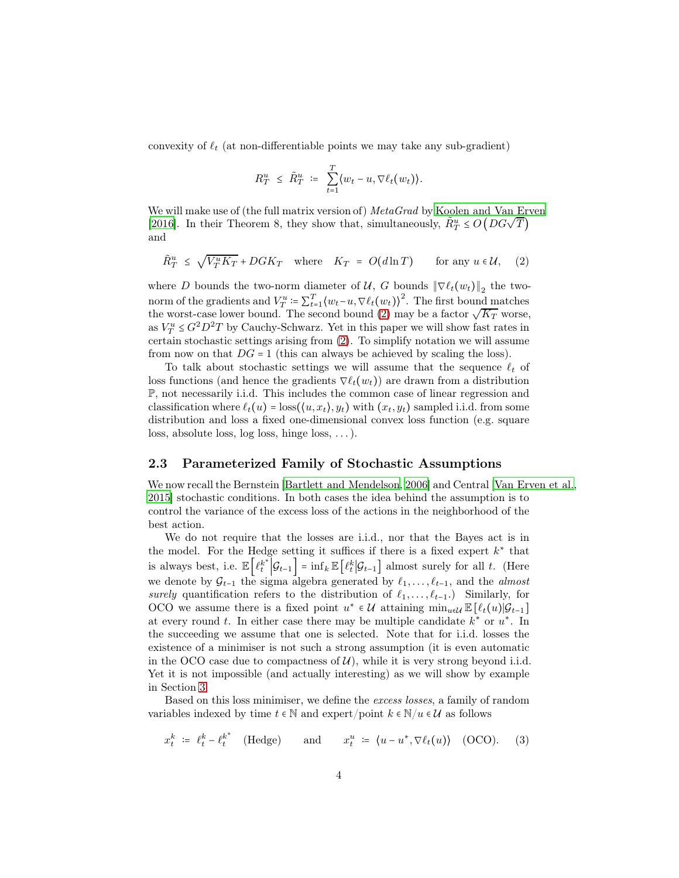convexity of $\ell_t$ (at non-differentiable points we may take any sub-gradient)

$$R_T^u \;\le\; \tilde{R}_T^u \;\coloneqq\; \sum_{t=1}^T \langle w_t - u, \nabla \ell_t(w_t)\rangle.$$

We will make use of (the full matrix version of) *MetaGrad* by Koolen and Van Erven [2016]. In their Theorem 8, they show that, simultaneously, $\tilde{R}_T^u \le O\big(DG\sqrt{T}\big)$ and

$$\tilde{R}_T^u \;\le\; \sqrt{V_T^u K_T} + DGK_T \quad \text{where} \quad K_T \;=\; O(d \ln T) \qquad \text{for any } u \in \mathcal{U}, \tag{2}$$

where $D$ bounds the two-norm diameter of $\mathcal{U}$, $G$ bounds $\|\nabla \ell_t(w_t)\|_2$ the two-norm of the gradients and $V_T^u \coloneqq \sum_{t=1}^T \langle w_t - u, \nabla \ell_t(w_t)\rangle^2$. The first bound matches the worst-case lower bound. The second bound (2) may be a factor $\sqrt{K_T}$ worse, as $V_T^u \le G^2 D^2 T$ by Cauchy-Schwarz. Yet in this paper we will show fast rates in certain stochastic settings arising from (2). To simplify notation we will assume from now on that $DG = 1$ (this can always be achieved by scaling the loss).

To talk about stochastic settings we will assume that the sequence $\ell_t$ of loss functions (and hence the gradients $\nabla \ell_t(w_t)$) are drawn from a distribution $\mathbb{P}$, not necessarily i.i.d. This includes the common case of linear regression and classification where $\ell_t(u) = \text{loss}(\langle u, x_t\rangle, y_t)$ with $(x_t, y_t)$ sampled i.i.d. from some distribution and loss a fixed one-dimensional convex loss function (e.g. square loss, absolute loss, log loss, hinge loss, ...).

## 2.3 Parameterized Family of Stochastic Assumptions

We now recall the Bernstein [Bartlett and Mendelson, 2006] and Central [Van Erven et al., 2015] stochastic conditions. In both cases the idea behind the assumption is to control the variance of the excess loss of the actions in the neighborhood of the best action.

We do not require that the losses are i.i.d., nor that the Bayes act is in the model. For the Hedge setting it suffices if there is a fixed expert $k^*$ that is always best, i.e. $\mathbb{E}\left[\ell_t^{k^*} \middle| \mathcal{G}_{t-1}\right] = \inf_k \mathbb{E}\left[\ell_t^k \middle| \mathcal{G}_{t-1}\right]$ almost surely for all $t$. (Here we denote by $\mathcal{G}_{t-1}$ the sigma algebra generated by $\ell_1, \ldots, \ell_{t-1}$, and the *almost surely* quantification refers to the distribution of $\ell_1, \ldots, \ell_{t-1}$.) Similarly, for OCO we assume there is a fixed point $u^* \in \mathcal{U}$ attaining $\min_{u \in \mathcal{U}} \mathbb{E}\left[\ell_t(u) | \mathcal{G}_{t-1}\right]$ at every round $t$. In either case there may be multiple candidate $k^*$ or $u^*$. In the succeeding we assume that one is selected. Note that for i.i.d. losses the existence of a minimiser is not such a strong assumption (it is even automatic in the OCO case due to compactness of $\mathcal{U}$), while it is very strong beyond i.i.d. Yet it is not impossible (and actually interesting) as we will show by example in Section 3.

Based on this loss minimiser, we define the *excess losses*, a family of random variables indexed by time $t \in \mathbb{N}$ and expert/point $k \in \mathbb{N}/u \in \mathcal{U}$ as follows

$$x_t^k \;\coloneqq\; \ell_t^k - \ell_t^{k^*} \quad \text{(Hedge)} \qquad \text{and} \qquad x_t^u \;\coloneqq\; \langle u - u^*, \nabla \ell_t(u)\rangle \quad \text{(OCO)}. \tag{3}$$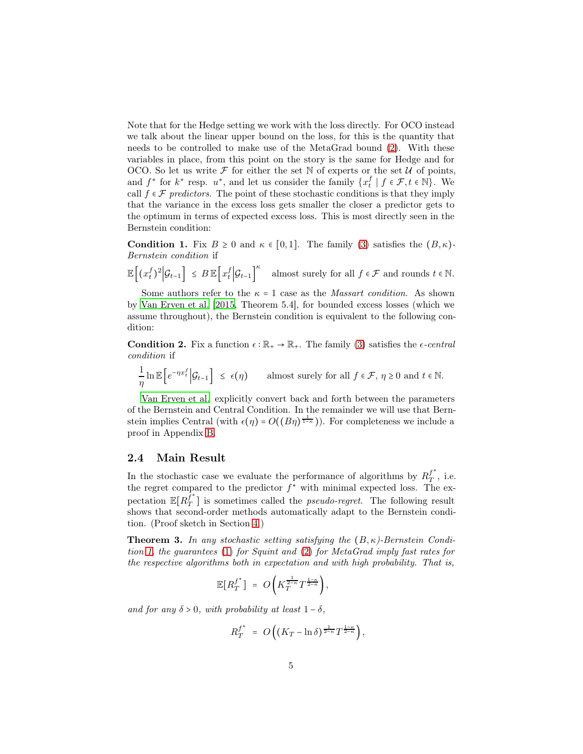Note that for the Hedge setting we work with the loss directly. For OCO instead we talk about the linear upper bound on the loss, for this is the quantity that needs to be controlled to make use of the MetaGrad bound (2). With these variables in place, from this point on the story is the same for Hedge and for OCO. So let us write $\mathcal{F}$ for either the set $\mathbb{N}$ of experts or the set $\mathcal{U}$ of points, and $f^*$ for $k^*$ resp. $u^*$, and let us consider the family $\{x_t^f \mid f \in \mathcal{F}, t \in \mathbb{N}\}$. We call $f \in \mathcal{F}$ *predictors*. The point of these stochastic conditions is that they imply that the variance in the excess loss gets smaller the closer a predictor gets to the optimum in terms of expected excess loss. This is most directly seen in the Bernstein condition:

**Condition 1.** Fix $B \geq 0$ and $\kappa \in [0,1]$. The family (3) satisfies the $(B,\kappa)$-*Bernstein condition* if

$$\mathbb{E}\left[(x_t^f)^2 \middle| \mathcal{G}_{t-1}\right] \leq B\,\mathbb{E}\left[x_t^f \middle| \mathcal{G}_{t-1}\right]^\kappa \quad \text{almost surely for all } f \in \mathcal{F} \text{ and rounds } t \in \mathbb{N}.$$

Some authors refer to the $\kappa = 1$ case as the *Massart condition*. As shown by Van Erven et al. [2015, Theorem 5.4], for bounded excess losses (which we assume throughout), the Bernstein condition is equivalent to the following condition:

**Condition 2.** Fix a function $\epsilon : \mathbb{R}_+ \to \mathbb{R}_+$. The family (3) satisfies the $\epsilon$-*central condition* if

$$\frac{1}{\eta} \ln \mathbb{E}\left[e^{-\eta x_t^f} \middle| \mathcal{G}_{t-1}\right] \leq \epsilon(\eta) \qquad \text{almost surely for all } f \in \mathcal{F},\ \eta \geq 0 \text{ and } t \in \mathbb{N}.$$

Van Erven et al. explicitly convert back and forth between the parameters of the Bernstein and Central Condition. In the remainder we will use that Bernstein implies Central (with $\epsilon(\eta) = O((B\eta)^{\frac{1}{1-\kappa}})$). For completeness we include a proof in Appendix B.

### 2.4 Main Result

In the stochastic case we evaluate the performance of algorithms by $R_T^{f^*}$, i.e. the regret compared to the predictor $f^*$ with minimal expected loss. The expectation $\mathbb{E}[R_T^{f^*}]$ is sometimes called the *pseudo-regret*. The following result shows that second-order methods automatically adapt to the Bernstein condition. (Proof sketch in Section 4.)

**Theorem 3.** *In any stochastic setting satisfying the $(B,\kappa)$-Bernstein Condition 1, the guarantees (1) for Squint and (2) for MetaGrad imply fast rates for the respective algorithms both in expectation and with high probability. That is,*

$$\mathbb{E}[R_T^{f^*}] = O\left(K_T^{\frac{1}{2-\kappa}} T^{\frac{1-\kappa}{2-\kappa}}\right),$$

*and for any $\delta > 0$, with probability at least $1 - \delta$,*

$$R_T^{f^*} = O\left((K_T - \ln\delta)^{\frac{1}{2-\kappa}} T^{\frac{1-\kappa}{2-\kappa}}\right),$$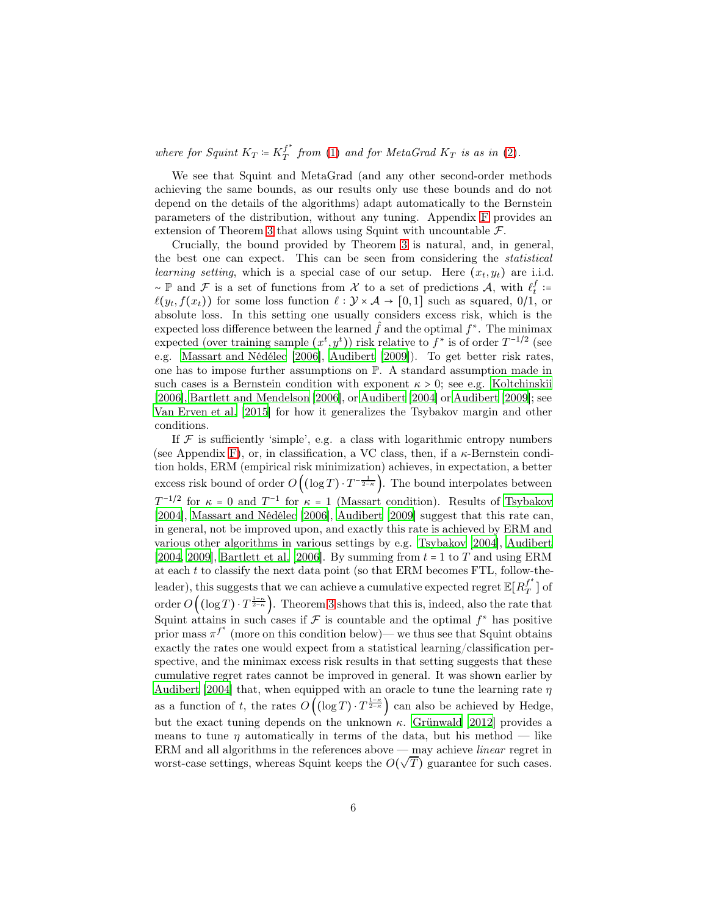*where for Squint* $K_T \coloneqq K_T^{f^*}$ *from* (1) *and for MetaGrad* $K_T$ *is as in* (2)*.*

We see that Squint and MetaGrad (and any other second-order methods achieving the same bounds, as our results only use these bounds and do not depend on the details of the algorithms) adapt automatically to the Bernstein parameters of the distribution, without any tuning. Appendix F provides an extension of Theorem 3 that allows using Squint with uncountable $\mathcal{F}$.

Crucially, the bound provided by Theorem 3 is natural, and, in general, the best one can expect. This can be seen from considering the *statistical learning setting*, which is a special case of our setup. Here $(x_t, y_t)$ are i.i.d. $\sim \mathbb{P}$ and $\mathcal{F}$ is a set of functions from $\mathcal{X}$ to a set of predictions $\mathcal{A}$, with $\ell_t^f \coloneqq \ell(y_t, f(x_t))$ for some loss function $\ell : \mathcal{Y} \times \mathcal{A} \to [0,1]$ such as squared, 0/1, or absolute loss. In this setting one usually considers excess risk, which is the expected loss difference between the learned $\hat{f}$ and the optimal $f^*$. The minimax expected (over training sample $(x^t, y^t)$) risk relative to $f^*$ is of order $T^{-1/2}$ (see e.g. Massart and Nédélec [2006], Audibert [2009]). To get better risk rates, one has to impose further assumptions on $\mathbb{P}$. A standard assumption made in such cases is a Bernstein condition with exponent $\kappa > 0$; see e.g. Koltchinskii [2006], Bartlett and Mendelson [2006], or Audibert [2004] or Audibert [2009]; see Van Erven et al. [2015] for how it generalizes the Tsybakov margin and other conditions.

If $\mathcal{F}$ is sufficiently 'simple', e.g. a class with logarithmic entropy numbers (see Appendix F), or, in classification, a VC class, then, if a $\kappa$-Bernstein condition holds, ERM (empirical risk minimization) achieves, in expectation, a better excess risk bound of order $O\left((\log T) \cdot T^{-\frac{1}{2-\kappa}}\right)$. The bound interpolates between $T^{-1/2}$ for $\kappa = 0$ and $T^{-1}$ for $\kappa = 1$ (Massart condition). Results of Tsybakov [2004], Massart and Nédélec [2006], Audibert [2009] suggest that this rate can, in general, not be improved upon, and exactly this rate is achieved by ERM and various other algorithms in various settings by e.g. Tsybakov [2004], Audibert [2004, 2009], Bartlett et al. [2006]. By summing from $t = 1$ to $T$ and using ERM at each $t$ to classify the next data point (so that ERM becomes FTL, follow-the-leader), this suggests that we can achieve a cumulative expected regret $\mathbb{E}[R_T^{f^*}]$ of order $O\left((\log T) \cdot T^{\frac{1-\kappa}{2-\kappa}}\right)$. Theorem 3 shows that this is, indeed, also the rate that Squint attains in such cases if $\mathcal{F}$ is countable and the optimal $f^*$ has positive prior mass $\pi^{f^*}$ (more on this condition below)— we thus see that Squint obtains exactly the rates one would expect from a statistical learning/classification perspective, and the minimax excess risk results in that setting suggests that these cumulative regret rates cannot be improved in general. It was shown earlier by Audibert [2004] that, when equipped with an oracle to tune the learning rate $\eta$ as a function of $t$, the rates $O\left((\log T) \cdot T^{\frac{1-\kappa}{2-\kappa}}\right)$ can also be achieved by Hedge, but the exact tuning depends on the unknown $\kappa$. Grünwald [2012] provides a means to tune $\eta$ automatically in terms of the data, but his method — like ERM and all algorithms in the references above — may achieve *linear* regret in worst-case settings, whereas Squint keeps the $O(\sqrt{T})$ guarantee for such cases.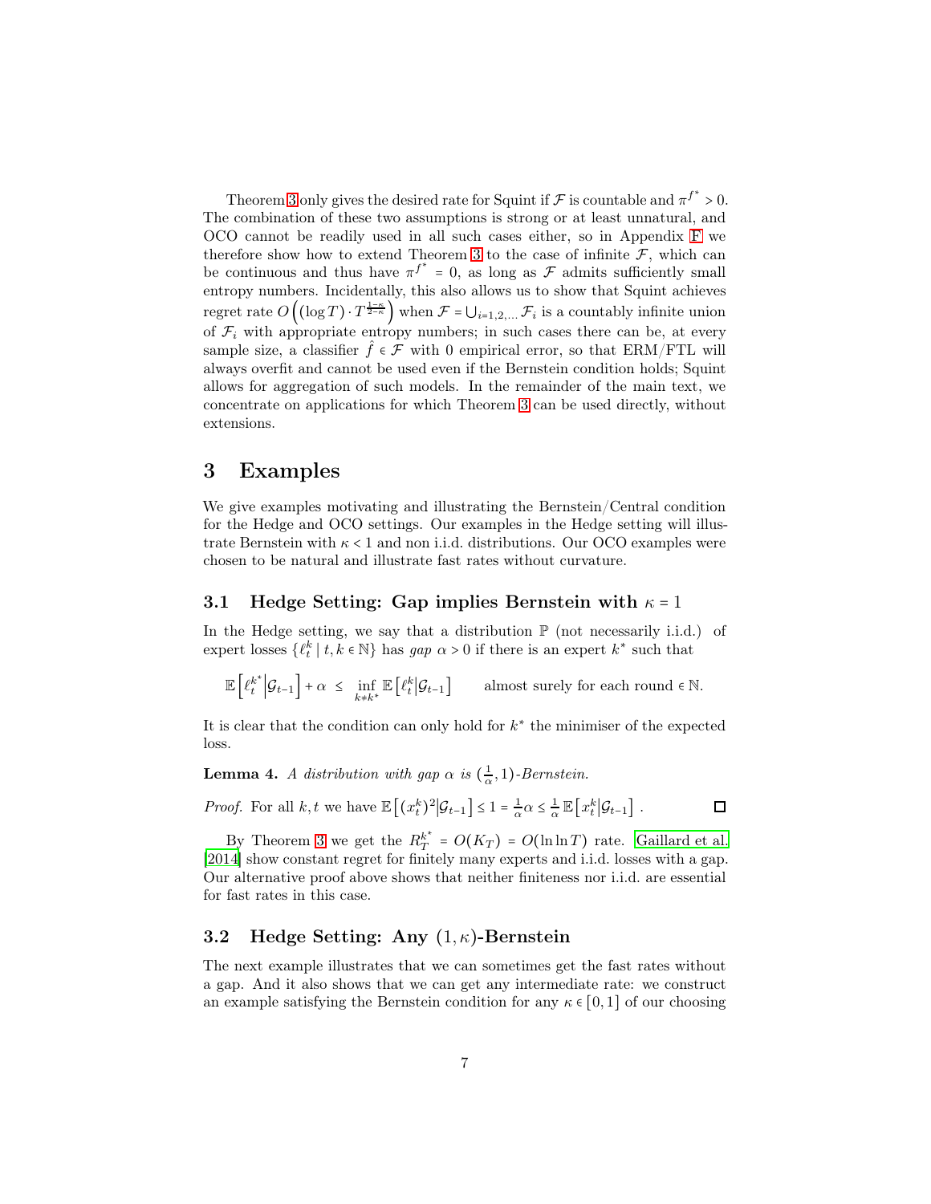Theorem 3 only gives the desired rate for Squint if $\mathcal{F}$ is countable and $\pi^{f^*} > 0$. The combination of these two assumptions is strong or at least unnatural, and OCO cannot be readily used in all such cases either, so in Appendix F we therefore show how to extend Theorem 3 to the case of infinite $\mathcal{F}$, which can be continuous and thus have $\pi^{f^*} = 0$, as long as $\mathcal{F}$ admits sufficiently small entropy numbers. Incidentally, this also allows us to show that Squint achieves regret rate $O\left((\log T) \cdot T^{\frac{1-\kappa}{2-\kappa}}\right)$ when $\mathcal{F} = \bigcup_{i=1,2,\ldots} \mathcal{F}_i$ is a countably infinite union of $\mathcal{F}_i$ with appropriate entropy numbers; in such cases there can be, at every sample size, a classifier $\hat{f} \in \mathcal{F}$ with 0 empirical error, so that ERM/FTL will always overfit and cannot be used even if the Bernstein condition holds; Squint allows for aggregation of such models. In the remainder of the main text, we concentrate on applications for which Theorem 3 can be used directly, without extensions.

# 3 Examples

We give examples motivating and illustrating the Bernstein/Central condition for the Hedge and OCO settings. Our examples in the Hedge setting will illustrate Bernstein with $\kappa < 1$ and non i.i.d. distributions. Our OCO examples were chosen to be natural and illustrate fast rates without curvature.

## 3.1 Hedge Setting: Gap implies Bernstein with $\kappa = 1$

In the Hedge setting, we say that a distribution $\mathbb{P}$ (not necessarily i.i.d.) of expert losses $\{\ell_t^k \mid t, k \in \mathbb{N}\}$ has *gap* $\alpha > 0$ if there is an expert $k^*$ such that

$$\mathbb{E}\left[\ell_t^{k^*} \middle| \mathcal{G}_{t-1}\right] + \alpha \;\leq\; \inf_{k \neq k^*} \mathbb{E}\left[\ell_t^k \middle| \mathcal{G}_{t-1}\right] \qquad \text{almost surely for each round} \in \mathbb{N}.$$

It is clear that the condition can only hold for $k^*$ the minimiser of the expected loss.

**Lemma 4.** *A distribution with gap $\alpha$ is $(\frac{1}{\alpha}, 1)$-Bernstein.*

*Proof.* For all $k, t$ we have $\mathbb{E}\left[(x_t^k)^2 \middle| \mathcal{G}_{t-1}\right] \leq 1 = \frac{1}{\alpha}\alpha \leq \frac{1}{\alpha}\mathbb{E}\left[x_t^k \middle| \mathcal{G}_{t-1}\right]$. ◻

By Theorem 3 we get the $R_T^{k^*} = O(K_T) = O(\ln \ln T)$ rate. Gaillard et al. [2014] show constant regret for finitely many experts and i.i.d. losses with a gap. Our alternative proof above shows that neither finiteness nor i.i.d. are essential for fast rates in this case.

## 3.2 Hedge Setting: Any $(1, \kappa)$-Bernstein

The next example illustrates that we can sometimes get the fast rates without a gap. And it also shows that we can get any intermediate rate: we construct an example satisfying the Bernstein condition for any $\kappa \in [0, 1]$ of our choosing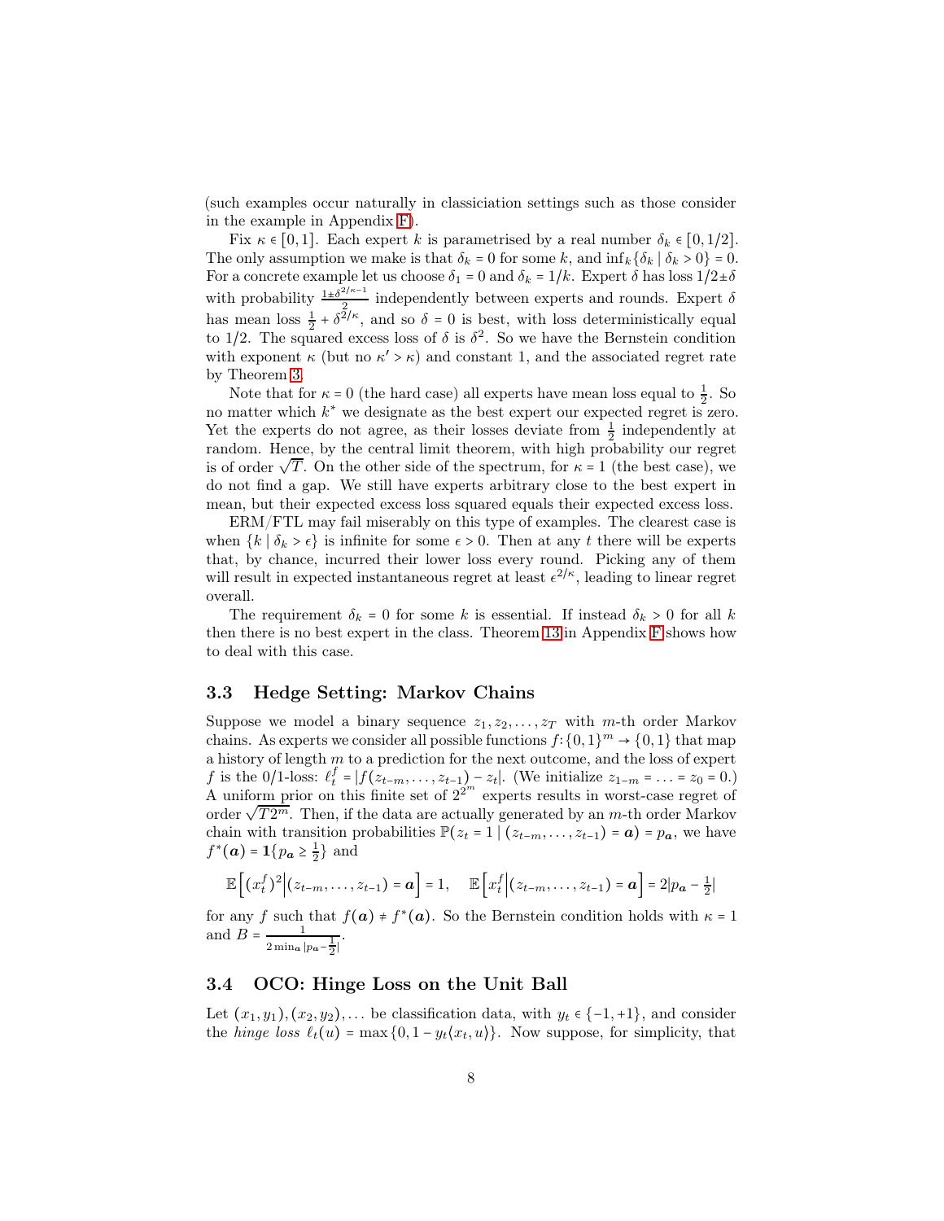(such examples occur naturally in classiciation settings such as those consider in the example in Appendix F).

Fix $\kappa \in [0,1]$. Each expert $k$ is parametrised by a real number $\delta_k \in [0,1/2]$. The only assumption we make is that $\delta_k = 0$ for some $k$, and $\inf_k\{\delta_k \mid \delta_k > 0\} = 0$. For a concrete example let us choose $\delta_1 = 0$ and $\delta_k = 1/k$. Expert $\delta$ has loss $1/2 \pm \delta$ with probability $\frac{1 \pm \delta^{2/\kappa - 1}}{2}$ independently between experts and rounds. Expert $\delta$ has mean loss $\frac{1}{2} + \delta^{2/\kappa}$, and so $\delta = 0$ is best, with loss deterministically equal to $1/2$. The squared excess loss of $\delta$ is $\delta^2$. So we have the Bernstein condition with exponent $\kappa$ (but no $\kappa' > \kappa$) and constant 1, and the associated regret rate by Theorem 3.

Note that for $\kappa = 0$ (the hard case) all experts have mean loss equal to $\frac{1}{2}$. So no matter which $k^*$ we designate as the best expert our expected regret is zero. Yet the experts do not agree, as their losses deviate from $\frac{1}{2}$ independently at random. Hence, by the central limit theorem, with high probability our regret is of order $\sqrt{T}$. On the other side of the spectrum, for $\kappa = 1$ (the best case), we do not find a gap. We still have experts arbitrary close to the best expert in mean, but their expected excess loss squared equals their expected excess loss.

ERM/FTL may fail miserably on this type of examples. The clearest case is when $\{k \mid \delta_k > \epsilon\}$ is infinite for some $\epsilon > 0$. Then at any $t$ there will be experts that, by chance, incurred their lower loss every round. Picking any of them will result in expected instantaneous regret at least $\epsilon^{2/\kappa}$, leading to linear regret overall.

The requirement $\delta_k = 0$ for some $k$ is essential. If instead $\delta_k > 0$ for all $k$ then there is no best expert in the class. Theorem 13 in Appendix F shows how to deal with this case.

### 3.3 Hedge Setting: Markov Chains

Suppose we model a binary sequence $z_1, z_2, \ldots, z_T$ with $m$-th order Markov chains. As experts we consider all possible functions $f : \{0,1\}^m \to \{0,1\}$ that map a history of length $m$ to a prediction for the next outcome, and the loss of expert $f$ is the 0/1-loss: $\ell_t^f = |f(z_{t-m}, \ldots, z_{t-1}) - z_t|$. (We initialize $z_{1-m} = \ldots = z_0 = 0$.) A uniform prior on this finite set of $2^{2^m}$ experts results in worst-case regret of order $\sqrt{T 2^m}$. Then, if the data are actually generated by an $m$-th order Markov chain with transition probabilities $\mathbb{P}(z_t = 1 \mid (z_{t-m}, \ldots, z_{t-1}) = \boldsymbol{a}) = p_{\boldsymbol{a}}$, we have $f^*(\boldsymbol{a}) = \mathbf{1}\{p_{\boldsymbol{a}} \geq \frac{1}{2}\}$ and

$$\mathbb{E}\left[(x_t^f)^2 \middle| (z_{t-m}, \ldots, z_{t-1}) = \boldsymbol{a}\right] = 1, \quad \mathbb{E}\left[x_t^f \middle| (z_{t-m}, \ldots, z_{t-1}) = \boldsymbol{a}\right] = 2|p_{\boldsymbol{a}} - \tfrac{1}{2}|$$

for any $f$ such that $f(\boldsymbol{a}) \neq f^*(\boldsymbol{a})$. So the Bernstein condition holds with $\kappa = 1$ and $B = \frac{1}{2 \min_{\boldsymbol{a}} |p_{\boldsymbol{a}} - \frac{1}{2}|}$.

### 3.4 OCO: Hinge Loss on the Unit Ball

Let $(x_1, y_1), (x_2, y_2), \ldots$ be classification data, with $y_t \in \{-1, +1\}$, and consider the *hinge loss* $\ell_t(u) = \max\{0, 1 - y_t\langle x_t, u\rangle\}$. Now suppose, for simplicity, that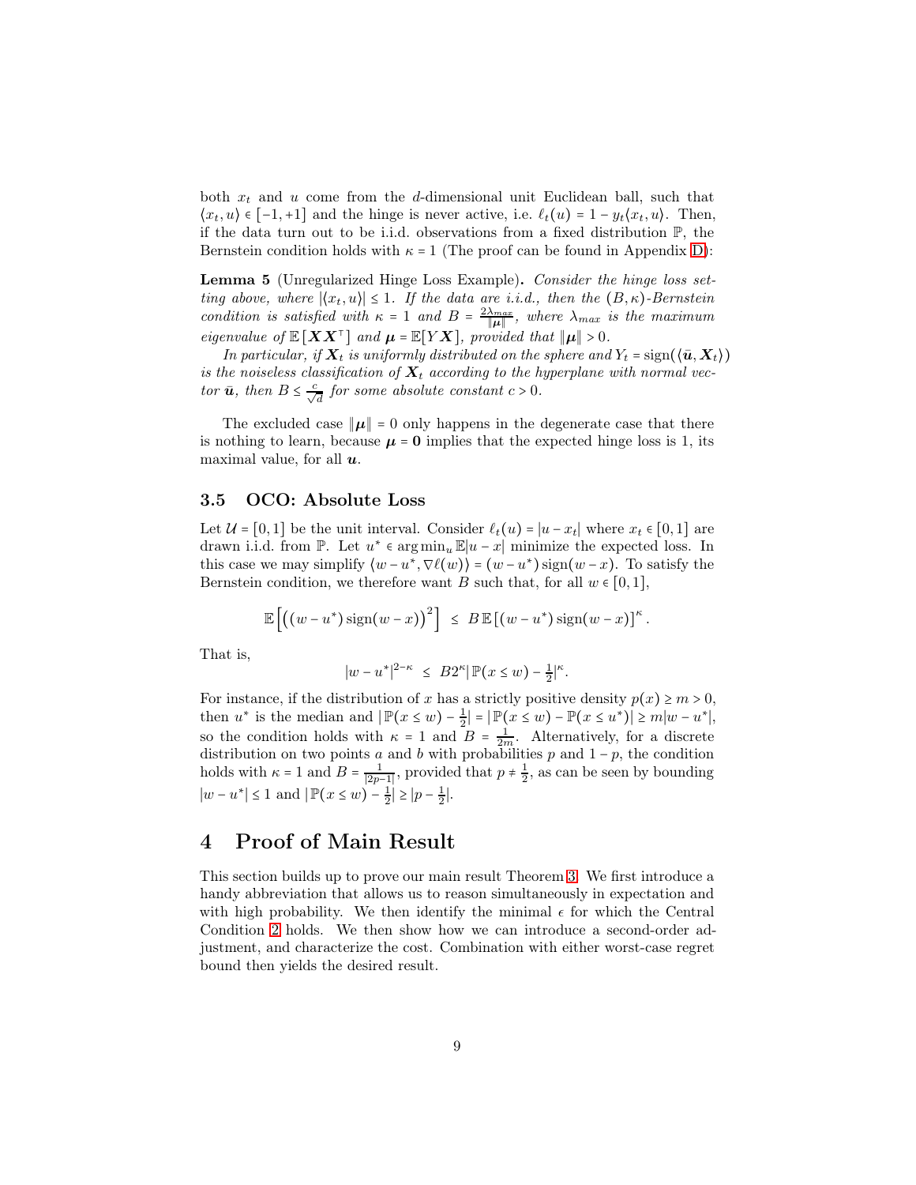both $x_t$ and $u$ come from the $d$-dimensional unit Euclidean ball, such that $\langle x_t, u\rangle \in [-1,+1]$ and the hinge is never active, i.e. $\ell_t(u) = 1 - y_t\langle x_t, u\rangle$. Then, if the data turn out to be i.i.d. observations from a fixed distribution $\mathbb{P}$, the Bernstein condition holds with $\kappa = 1$ (The proof can be found in Appendix D):

**Lemma 5** (Unregularized Hinge Loss Example)**.** *Consider the hinge loss setting above, where $|\langle x_t, u\rangle| \le 1$. If the data are i.i.d., then the $(B,\kappa)$-Bernstein condition is satisfied with $\kappa = 1$ and $B = \frac{2\lambda_{max}}{\|\boldsymbol{\mu}\|}$, where $\lambda_{max}$ is the maximum eigenvalue of $\mathbb{E}[\boldsymbol{X}\boldsymbol{X}^\top]$ and $\boldsymbol{\mu} = \mathbb{E}[Y\boldsymbol{X}]$, provided that $\|\boldsymbol{\mu}\| > 0$.*

*In particular, if $\boldsymbol{X}_t$ is uniformly distributed on the sphere and $Y_t = \operatorname{sign}(\langle \bar{\boldsymbol{u}}, \boldsymbol{X}_t\rangle)$ is the noiseless classification of $\boldsymbol{X}_t$ according to the hyperplane with normal vector $\bar{\boldsymbol{u}}$, then $B \le \frac{c}{\sqrt{d}}$ for some absolute constant $c > 0$.*

The excluded case $\|\boldsymbol{\mu}\| = 0$ only happens in the degenerate case that there is nothing to learn, because $\boldsymbol{\mu} = \boldsymbol{0}$ implies that the expected hinge loss is 1, its maximal value, for all $\boldsymbol{u}$.

### 3.5 OCO: Absolute Loss

Let $\mathcal{U} = [0,1]$ be the unit interval. Consider $\ell_t(u) = |u - x_t|$ where $x_t \in [0,1]$ are drawn i.i.d. from $\mathbb{P}$. Let $u^* \in \arg\min_u \mathbb{E}|u - x|$ minimize the expected loss. In this case we may simplify $\langle w - u^*, \nabla\ell(w)\rangle = (w - u^*)\operatorname{sign}(w - x)$. To satisfy the Bernstein condition, we therefore want $B$ such that, for all $w \in [0,1]$,

$$\mathbb{E}\left[\big((w-u^*)\operatorname{sign}(w-x)\big)^2\right] \;\le\; B\,\mathbb{E}\left[(w-u^*)\operatorname{sign}(w-x)\right]^\kappa .$$

That is,

$$|w-u^*|^{2-\kappa} \;\le\; B2^\kappa |\,\mathbb{P}(x \le w) - \tfrac{1}{2}|^\kappa .$$

For instance, if the distribution of $x$ has a strictly positive density $p(x) \ge m > 0$, then $u^*$ is the median and $|\,\mathbb{P}(x \le w) - \frac{1}{2}| = |\,\mathbb{P}(x \le w) - \mathbb{P}(x \le u^*)| \ge m|w - u^*|$, so the condition holds with $\kappa = 1$ and $B = \frac{1}{2m}$. Alternatively, for a discrete distribution on two points $a$ and $b$ with probabilities $p$ and $1-p$, the condition holds with $\kappa = 1$ and $B = \frac{1}{|2p-1|}$, provided that $p \ne \frac{1}{2}$, as can be seen by bounding $|w - u^*| \le 1$ and $|\,\mathbb{P}(x \le w) - \frac{1}{2}| \ge |p - \frac{1}{2}|$.

## 4 Proof of Main Result

This section builds up to prove our main result Theorem 3. We first introduce a handy abbreviation that allows us to reason simultaneously in expectation and with high probability. We then identify the minimal $\epsilon$ for which the Central Condition 2 holds. We then show how we can introduce a second-order adjustment, and characterize the cost. Combination with either worst-case regret bound then yields the desired result.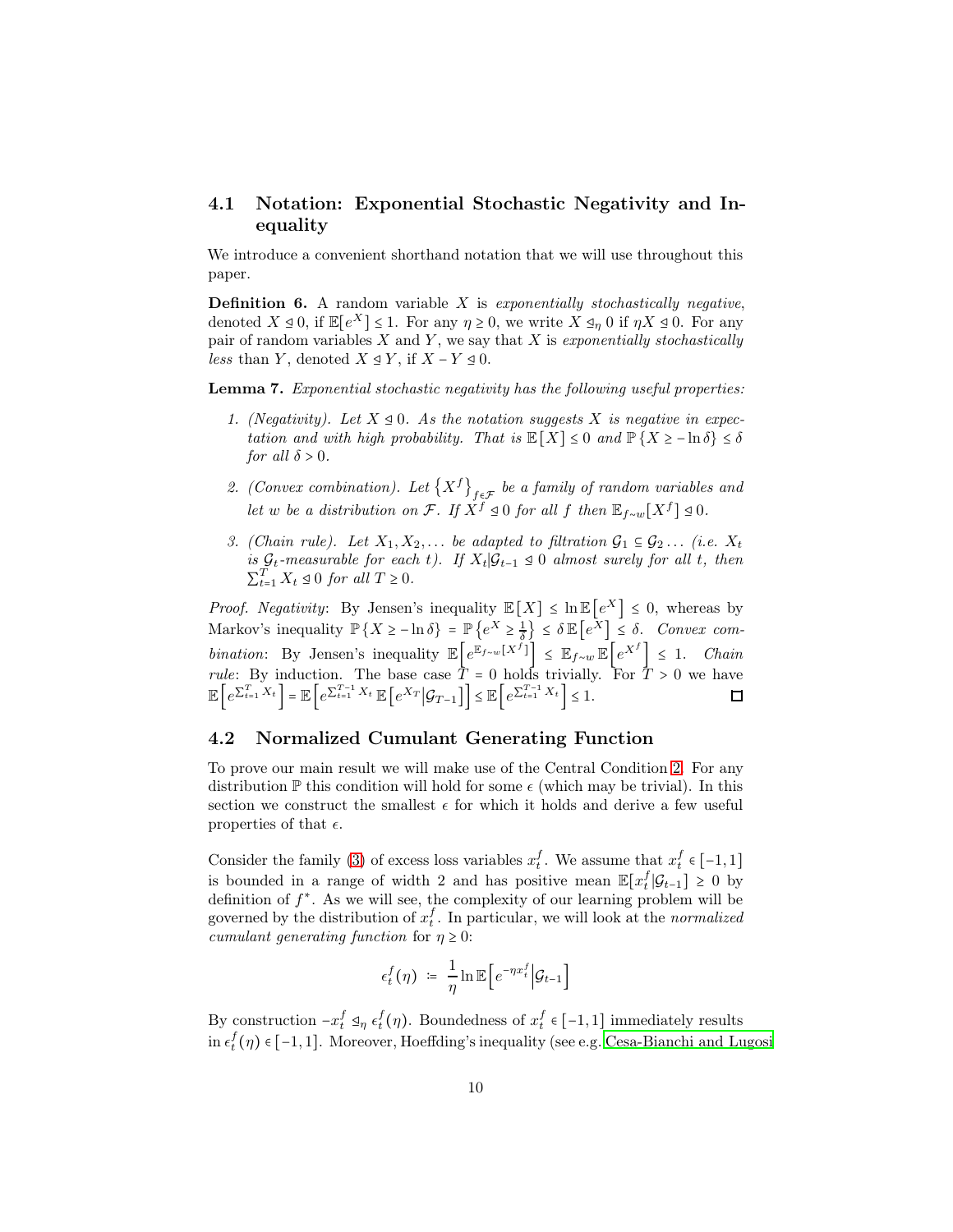### 4.1 Notation: Exponential Stochastic Negativity and Inequality

We introduce a convenient shorthand notation that we will use throughout this paper.

**Definition 6.** A random variable $X$ is *exponentially stochastically negative*, denoted $X \trianglelefteq 0$, if $\mathbb{E}[e^X] \leq 1$. For any $\eta \geq 0$, we write $X \trianglelefteq_\eta 0$ if $\eta X \trianglelefteq 0$. For any pair of random variables $X$ and $Y$, we say that $X$ is *exponentially stochastically less* than $Y$, denoted $X \trianglelefteq Y$, if $X - Y \trianglelefteq 0$.

**Lemma 7.** *Exponential stochastic negativity has the following useful properties:*

1. *(Negativity). Let $X \trianglelefteq 0$. As the notation suggests $X$ is negative in expectation and with high probability. That is $\mathbb{E}[X] \leq 0$ and $\mathbb{P}\{X \geq -\ln \delta\} \leq \delta$ for all $\delta > 0$.*
2. *(Convex combination). Let $\{X^f\}_{f \in \mathcal{F}}$ be a family of random variables and let $w$ be a distribution on $\mathcal{F}$. If $X^f \trianglelefteq 0$ for all $f$ then $\mathbb{E}_{f \sim w}[X^f] \trianglelefteq 0$.*
3. *(Chain rule). Let $X_1, X_2, \ldots$ be adapted to filtration $\mathcal{G}_1 \subseteq \mathcal{G}_2 \ldots$ (i.e. $X_t$ is $\mathcal{G}_t$-measurable for each $t$). If $X_t | \mathcal{G}_{t-1} \trianglelefteq 0$ almost surely for all $t$, then $\sum_{t=1}^T X_t \trianglelefteq 0$ for all $T \geq 0$.*

*Proof. Negativity*: By Jensen's inequality $\mathbb{E}[X] \leq \ln \mathbb{E}\left[e^X\right] \leq 0$, whereas by Markov's inequality $\mathbb{P}\{X \geq -\ln \delta\} = \mathbb{P}\left\{e^X \geq \frac{1}{\delta}\right\} \leq \delta\, \mathbb{E}\left[e^X\right] \leq \delta$. *Convex combination*: By Jensen's inequality $\mathbb{E}\left[e^{\mathbb{E}_{f \sim w}[X^f]}\right] \leq \mathbb{E}_{f \sim w} \mathbb{E}\left[e^{X^f}\right] \leq 1$. *Chain rule*: By induction. The base case $T = 0$ holds trivially. For $T > 0$ we have $\mathbb{E}\left[e^{\sum_{t=1}^T X_t}\right] = \mathbb{E}\left[e^{\sum_{t=1}^{T-1} X_t} \mathbb{E}\left[e^{X_T} \middle| \mathcal{G}_{T-1}\right]\right] \leq \mathbb{E}\left[e^{\sum_{t=1}^{T-1} X_t}\right] \leq 1$. ◻

### 4.2 Normalized Cumulant Generating Function

To prove our main result we will make use of the Central Condition 2. For any distribution $\mathbb{P}$ this condition will hold for some $\epsilon$ (which may be trivial). In this section we construct the smallest $\epsilon$ for which it holds and derive a few useful properties of that $\epsilon$.

Consider the family (3) of excess loss variables $x_t^f$. We assume that $x_t^f \in [-1, 1]$ is bounded in a range of width 2 and has positive mean $\mathbb{E}[x_t^f | \mathcal{G}_{t-1}] \geq 0$ by definition of $f^*$. As we will see, the complexity of our learning problem will be governed by the distribution of $x_t^f$. In particular, we will look at the *normalized cumulant generating function* for $\eta \geq 0$:

$$\epsilon_t^f(\eta) \;\coloneqq\; \frac{1}{\eta} \ln \mathbb{E}\left[e^{-\eta x_t^f} \middle| \mathcal{G}_{t-1}\right]$$

By construction $-x_t^f \trianglelefteq_\eta \epsilon_t^f(\eta)$. Boundedness of $x_t^f \in [-1, 1]$ immediately results in $\epsilon_t^f(\eta) \in [-1, 1]$. Moreover, Hoeffding's inequality (see e.g. Cesa-Bianchi and Lugosi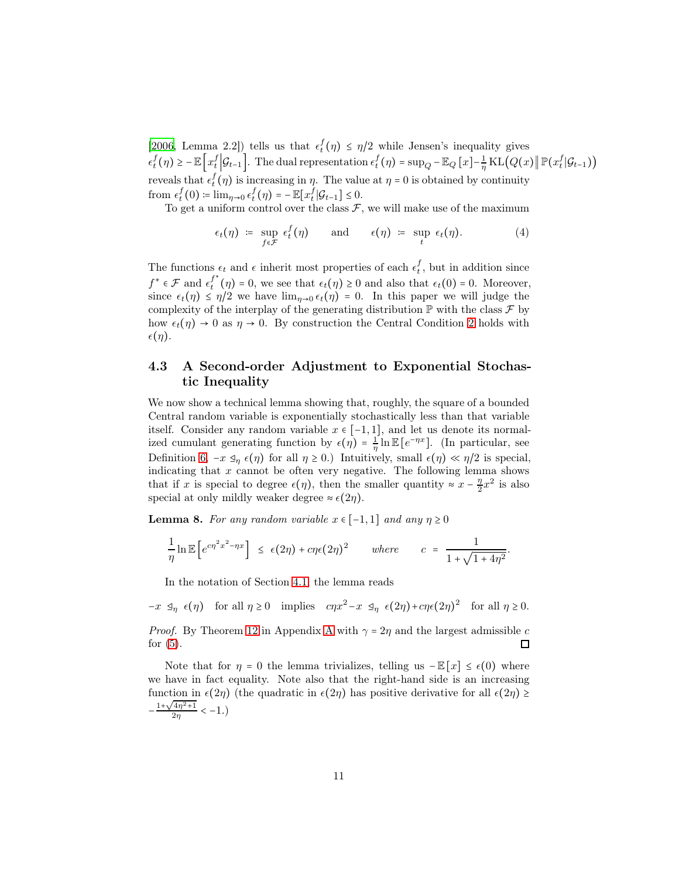[2006, Lemma 2.2]) tells us that $\epsilon_t^f(\eta) \le \eta/2$ while Jensen's inequality gives $\epsilon_t^f(\eta) \ge -\mathbb{E}\left[x_t^f \middle| \mathcal{G}_{t-1}\right]$. The dual representation $\epsilon_t^f(\eta) = \sup_Q -\mathbb{E}_Q\left[x\right] - \frac{1}{\eta}\operatorname{KL}\left(Q(x) \middle\| \mathbb{P}(x_t^f|\mathcal{G}_{t-1})\right)$ reveals that $\epsilon_t^f(\eta)$ is increasing in $\eta$. The value at $\eta = 0$ is obtained by continuity from $\epsilon_t^f(0) \coloneqq \lim_{\eta \to 0} \epsilon_t^f(\eta) = -\mathbb{E}[x_t^f|\mathcal{G}_{t-1}] \le 0$.

To get a uniform control over the class $\mathcal{F}$, we will make use of the maximum

$$\epsilon_t(\eta) \coloneqq \sup_{f \in \mathcal{F}} \epsilon_t^f(\eta) \qquad \text{and} \qquad \epsilon(\eta) \coloneqq \sup_t \epsilon_t(\eta). \tag{4}$$

The functions $\epsilon_t$ and $\epsilon$ inherit most properties of each $\epsilon_t^f$, but in addition since $f^* \in \mathcal{F}$ and $\epsilon_t^{f^*}(\eta) = 0$, we see that $\epsilon_t(\eta) \ge 0$ and also that $\epsilon_t(0) = 0$. Moreover, since $\epsilon_t(\eta) \le \eta/2$ we have $\lim_{\eta \to 0} \epsilon_t(\eta) = 0$. In this paper we will judge the complexity of the interplay of the generating distribution $\mathbb{P}$ with the class $\mathcal{F}$ by how $\epsilon_t(\eta) \to 0$ as $\eta \to 0$. By construction the Central Condition 2 holds with $\epsilon(\eta)$.

### 4.3 A Second-order Adjustment to Exponential Stochastic Inequality

We now show a technical lemma showing that, roughly, the square of a bounded Central random variable is exponentially stochastically less than that variable itself. Consider any random variable $x \in [-1, 1]$, and let us denote its normalized cumulant generating function by $\epsilon(\eta) = \frac{1}{\eta}\ln \mathbb{E}\left[e^{-\eta x}\right]$. (In particular, see Definition 6, $-x \trianglelefteq_\eta \epsilon(\eta)$ for all $\eta \ge 0$.) Intuitively, small $\epsilon(\eta) \ll \eta/2$ is special, indicating that $x$ cannot be often very negative. The following lemma shows that if $x$ is special to degree $\epsilon(\eta)$, then the smaller quantity $\approx x - \frac{\eta}{2}x^2$ is also special at only mildly weaker degree $\approx \epsilon(2\eta)$.

**Lemma 8.** *For any random variable $x \in [-1, 1]$ and any $\eta \ge 0$*

$$\frac{1}{\eta}\ln \mathbb{E}\left[e^{c\eta^2 x^2 - \eta x}\right] \;\le\; \epsilon(2\eta) + c\eta\epsilon(2\eta)^2 \qquad \textit{where} \qquad c \;=\; \frac{1}{1 + \sqrt{1 + 4\eta^2}}.$$

In the notation of Section 4.1, the lemma reads

$$-x \trianglelefteq_\eta \epsilon(\eta) \quad \text{for all } \eta \ge 0 \quad \text{implies} \quad c\eta x^2 - x \trianglelefteq_\eta \epsilon(2\eta) + c\eta\epsilon(2\eta)^2 \quad \text{for all } \eta \ge 0.$$

*Proof.* By Theorem 12 in Appendix A with $\gamma = 2\eta$ and the largest admissible $c$ for (5). $\square$

Note that for $\eta = 0$ the lemma trivializes, telling us $-\mathbb{E}[x] \le \epsilon(0)$ where we have in fact equality. Note also that the right-hand side is an increasing function in $\epsilon(2\eta)$ (the quadratic in $\epsilon(2\eta)$ has positive derivative for all $\epsilon(2\eta) \ge -\frac{1 + \sqrt{4\eta^2 + 1}}{2\eta} < -1$.)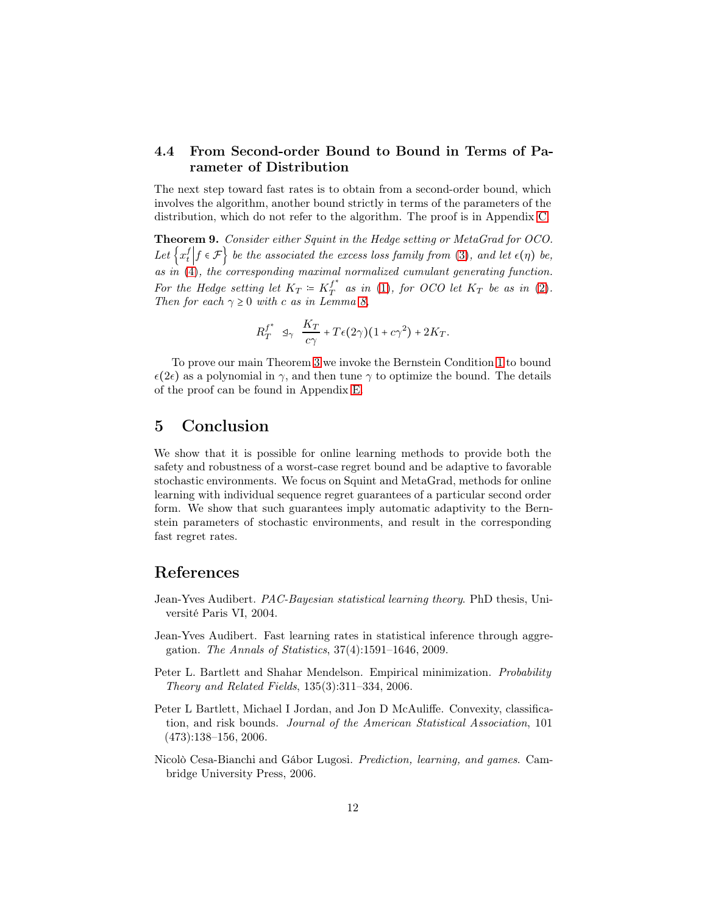### 4.4 From Second-order Bound to Bound in Terms of Parameter of Distribution

The next step toward fast rates is to obtain from a second-order bound, which involves the algorithm, another bound strictly in terms of the parameters of the distribution, which do not refer to the algorithm. The proof is in Appendix C.

**Theorem 9.** *Consider either Squint in the Hedge setting or MetaGrad for OCO. Let $\left\{x_t^f \middle| f \in \mathcal{F}\right\}$ be the associated the excess loss family from (3), and let $\epsilon(\eta)$ be, as in (4), the corresponding maximal normalized cumulant generating function. For the Hedge setting let $K_T \coloneqq K_T^{f^*}$ as in (1), for OCO let $K_T$ be as in (2). Then for each $\gamma \geq 0$ with $c$ as in Lemma 8,*

$$R_T^{f^*} \trianglelefteq_\gamma \frac{K_T}{c\gamma} + T\epsilon(2\gamma)(1 + c\gamma^2) + 2K_T.$$

To prove our main Theorem 3 we invoke the Bernstein Condition 1 to bound $\epsilon(2\epsilon)$ as a polynomial in $\gamma$, and then tune $\gamma$ to optimize the bound. The details of the proof can be found in Appendix E.

## 5 Conclusion

We show that it is possible for online learning methods to provide both the safety and robustness of a worst-case regret bound and be adaptive to favorable stochastic environments. We focus on Squint and MetaGrad, methods for online learning with individual sequence regret guarantees of a particular second order form. We show that such guarantees imply automatic adaptivity to the Bernstein parameters of stochastic environments, and result in the corresponding fast regret rates.

## References

Jean-Yves Audibert. *PAC-Bayesian statistical learning theory*. PhD thesis, Université Paris VI, 2004.

Jean-Yves Audibert. Fast learning rates in statistical inference through aggregation. *The Annals of Statistics*, 37(4):1591–1646, 2009.

Peter L. Bartlett and Shahar Mendelson. Empirical minimization. *Probability Theory and Related Fields*, 135(3):311–334, 2006.

Peter L Bartlett, Michael I Jordan, and Jon D McAuliffe. Convexity, classification, and risk bounds. *Journal of the American Statistical Association*, 101 (473):138–156, 2006.

Nicolò Cesa-Bianchi and Gábor Lugosi. *Prediction, learning, and games*. Cambridge University Press, 2006.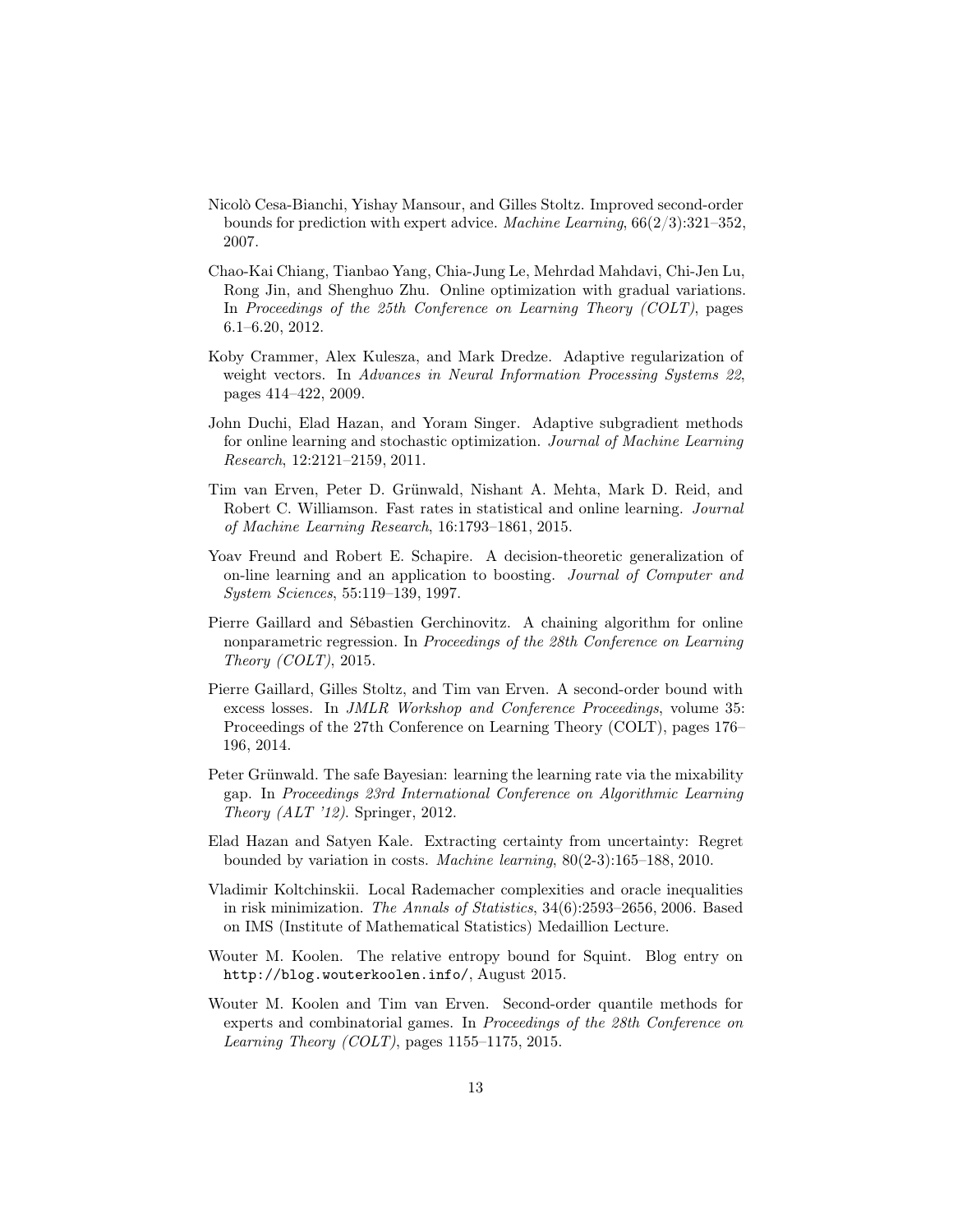Nicolò Cesa-Bianchi, Yishay Mansour, and Gilles Stoltz. Improved second-order bounds for prediction with expert advice. *Machine Learning*, 66(2/3):321–352, 2007.

Chao-Kai Chiang, Tianbao Yang, Chia-Jung Le, Mehrdad Mahdavi, Chi-Jen Lu, Rong Jin, and Shenghuo Zhu. Online optimization with gradual variations. In *Proceedings of the 25th Conference on Learning Theory (COLT)*, pages 6.1–6.20, 2012.

Koby Crammer, Alex Kulesza, and Mark Dredze. Adaptive regularization of weight vectors. In *Advances in Neural Information Processing Systems 22*, pages 414–422, 2009.

John Duchi, Elad Hazan, and Yoram Singer. Adaptive subgradient methods for online learning and stochastic optimization. *Journal of Machine Learning Research*, 12:2121–2159, 2011.

Tim van Erven, Peter D. Grünwald, Nishant A. Mehta, Mark D. Reid, and Robert C. Williamson. Fast rates in statistical and online learning. *Journal of Machine Learning Research*, 16:1793–1861, 2015.

Yoav Freund and Robert E. Schapire. A decision-theoretic generalization of on-line learning and an application to boosting. *Journal of Computer and System Sciences*, 55:119–139, 1997.

Pierre Gaillard and Sébastien Gerchinovitz. A chaining algorithm for online nonparametric regression. In *Proceedings of the 28th Conference on Learning Theory (COLT)*, 2015.

Pierre Gaillard, Gilles Stoltz, and Tim van Erven. A second-order bound with excess losses. In *JMLR Workshop and Conference Proceedings*, volume 35: Proceedings of the 27th Conference on Learning Theory (COLT), pages 176–196, 2014.

Peter Grünwald. The safe Bayesian: learning the learning rate via the mixability gap. In *Proceedings 23rd International Conference on Algorithmic Learning Theory (ALT '12)*. Springer, 2012.

Elad Hazan and Satyen Kale. Extracting certainty from uncertainty: Regret bounded by variation in costs. *Machine learning*, 80(2-3):165–188, 2010.

Vladimir Koltchinskii. Local Rademacher complexities and oracle inequalities in risk minimization. *The Annals of Statistics*, 34(6):2593–2656, 2006. Based on IMS (Institute of Mathematical Statistics) Medaillion Lecture.

Wouter M. Koolen. The relative entropy bound for Squint. Blog entry on `http://blog.wouterkoolen.info/`, August 2015.

Wouter M. Koolen and Tim van Erven. Second-order quantile methods for experts and combinatorial games. In *Proceedings of the 28th Conference on Learning Theory (COLT)*, pages 1155–1175, 2015.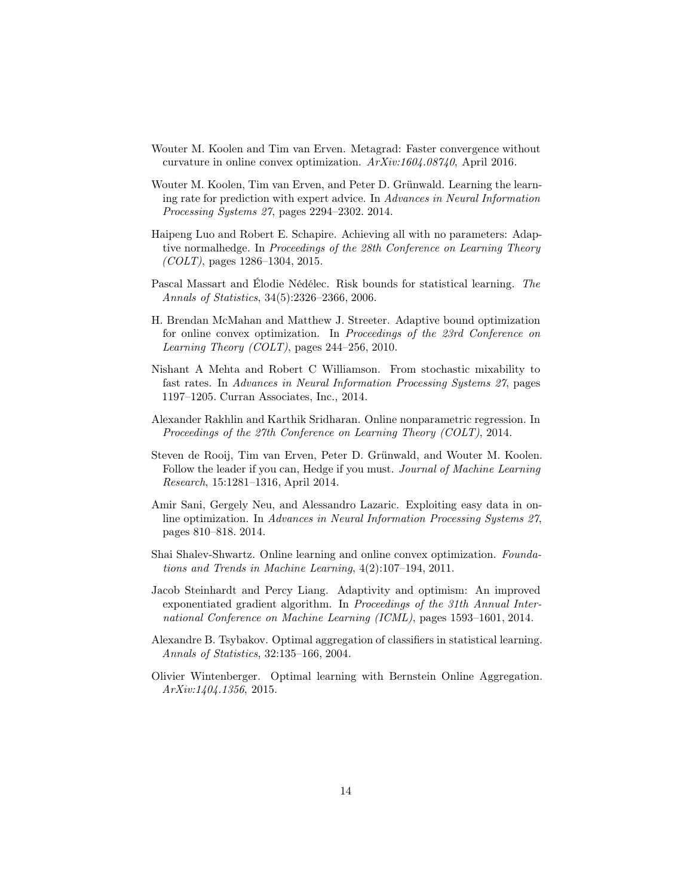Wouter M. Koolen and Tim van Erven. Metagrad: Faster convergence without curvature in online convex optimization. *ArXiv:1604.08740*, April 2016.

Wouter M. Koolen, Tim van Erven, and Peter D. Grünwald. Learning the learning rate for prediction with expert advice. In *Advances in Neural Information Processing Systems 27*, pages 2294–2302. 2014.

Haipeng Luo and Robert E. Schapire. Achieving all with no parameters: Adaptive normalhedge. In *Proceedings of the 28th Conference on Learning Theory (COLT)*, pages 1286–1304, 2015.

Pascal Massart and Élodie Nédélec. Risk bounds for statistical learning. *The Annals of Statistics*, 34(5):2326–2366, 2006.

H. Brendan McMahan and Matthew J. Streeter. Adaptive bound optimization for online convex optimization. In *Proceedings of the 23rd Conference on Learning Theory (COLT)*, pages 244–256, 2010.

Nishant A Mehta and Robert C Williamson. From stochastic mixability to fast rates. In *Advances in Neural Information Processing Systems 27*, pages 1197–1205. Curran Associates, Inc., 2014.

Alexander Rakhlin and Karthik Sridharan. Online nonparametric regression. In *Proceedings of the 27th Conference on Learning Theory (COLT)*, 2014.

Steven de Rooij, Tim van Erven, Peter D. Grünwald, and Wouter M. Koolen. Follow the leader if you can, Hedge if you must. *Journal of Machine Learning Research*, 15:1281–1316, April 2014.

Amir Sani, Gergely Neu, and Alessandro Lazaric. Exploiting easy data in online optimization. In *Advances in Neural Information Processing Systems 27*, pages 810–818. 2014.

Shai Shalev-Shwartz. Online learning and online convex optimization. *Foundations and Trends in Machine Learning*, 4(2):107–194, 2011.

Jacob Steinhardt and Percy Liang. Adaptivity and optimism: An improved exponentiated gradient algorithm. In *Proceedings of the 31th Annual International Conference on Machine Learning (ICML)*, pages 1593–1601, 2014.

Alexandre B. Tsybakov. Optimal aggregation of classifiers in statistical learning. *Annals of Statistics*, 32:135–166, 2004.

Olivier Wintenberger. Optimal learning with Bernstein Online Aggregation. *ArXiv:1404.1356*, 2015.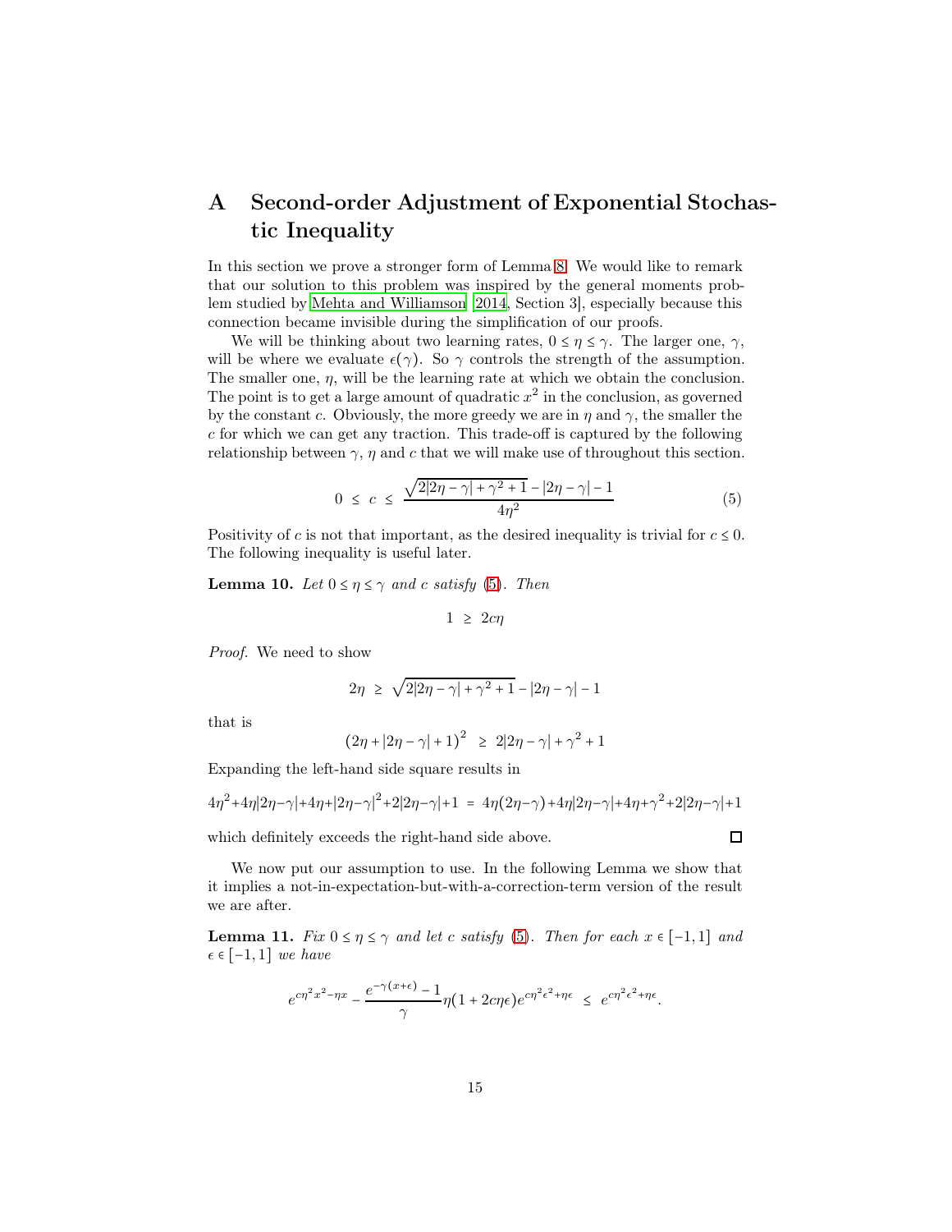# A Second-order Adjustment of Exponential Stochastic Inequality

In this section we prove a stronger form of Lemma 8. We would like to remark that our solution to this problem was inspired by the general moments problem studied by Mehta and Williamson [2014, Section 3], especially because this connection became invisible during the simplification of our proofs.

We will be thinking about two learning rates, $0 \le \eta \le \gamma$. The larger one, $\gamma$, will be where we evaluate $\epsilon(\gamma)$. So $\gamma$ controls the strength of the assumption. The smaller one, $\eta$, will be the learning rate at which we obtain the conclusion. The point is to get a large amount of quadratic $x^2$ in the conclusion, as governed by the constant $c$. Obviously, the more greedy we are in $\eta$ and $\gamma$, the smaller the $c$ for which we can get any traction. This trade-off is captured by the following relationship between $\gamma$, $\eta$ and $c$ that we will make use of throughout this section.

$$0 \;\le\; c \;\le\; \frac{\sqrt{2|2\eta-\gamma|+\gamma^2+1}-|2\eta-\gamma|-1}{4\eta^2} \tag{5}$$

Positivity of $c$ is not that important, as the desired inequality is trivial for $c \le 0$. The following inequality is useful later.

**Lemma 10.** *Let $0 \le \eta \le \gamma$ and $c$ satisfy (5). Then*

$$1 \;\ge\; 2c\eta$$

*Proof.* We need to show

$$2\eta \;\ge\; \sqrt{2|2\eta-\gamma|+\gamma^2+1}-|2\eta-\gamma|-1$$

that is

$$\left(2\eta+|2\eta-\gamma|+1\right)^2 \;\ge\; 2|2\eta-\gamma|+\gamma^2+1$$

Expanding the left-hand side square results in

$$4\eta^2+4\eta|2\eta-\gamma|+4\eta+|2\eta-\gamma|^2+2|2\eta-\gamma|+1 \;=\; 4\eta(2\eta-\gamma)+4\eta|2\eta-\gamma|+4\eta+\gamma^2+2|2\eta-\gamma|+1$$

which definitely exceeds the right-hand side above. $\square$

We now put our assumption to use. In the following Lemma we show that it implies a not-in-expectation-but-with-a-correction-term version of the result we are after.

**Lemma 11.** *Fix $0 \le \eta \le \gamma$ and let $c$ satisfy (5). Then for each $x \in [-1,1]$ and $\epsilon \in [-1,1]$ we have*

$$e^{c\eta^2x^2-\eta x} - \frac{e^{-\gamma(x+\epsilon)}-1}{\gamma}\eta(1+2c\eta\epsilon)e^{c\eta^2\epsilon^2+\eta\epsilon} \;\le\; e^{c\eta^2\epsilon^2+\eta\epsilon}.$$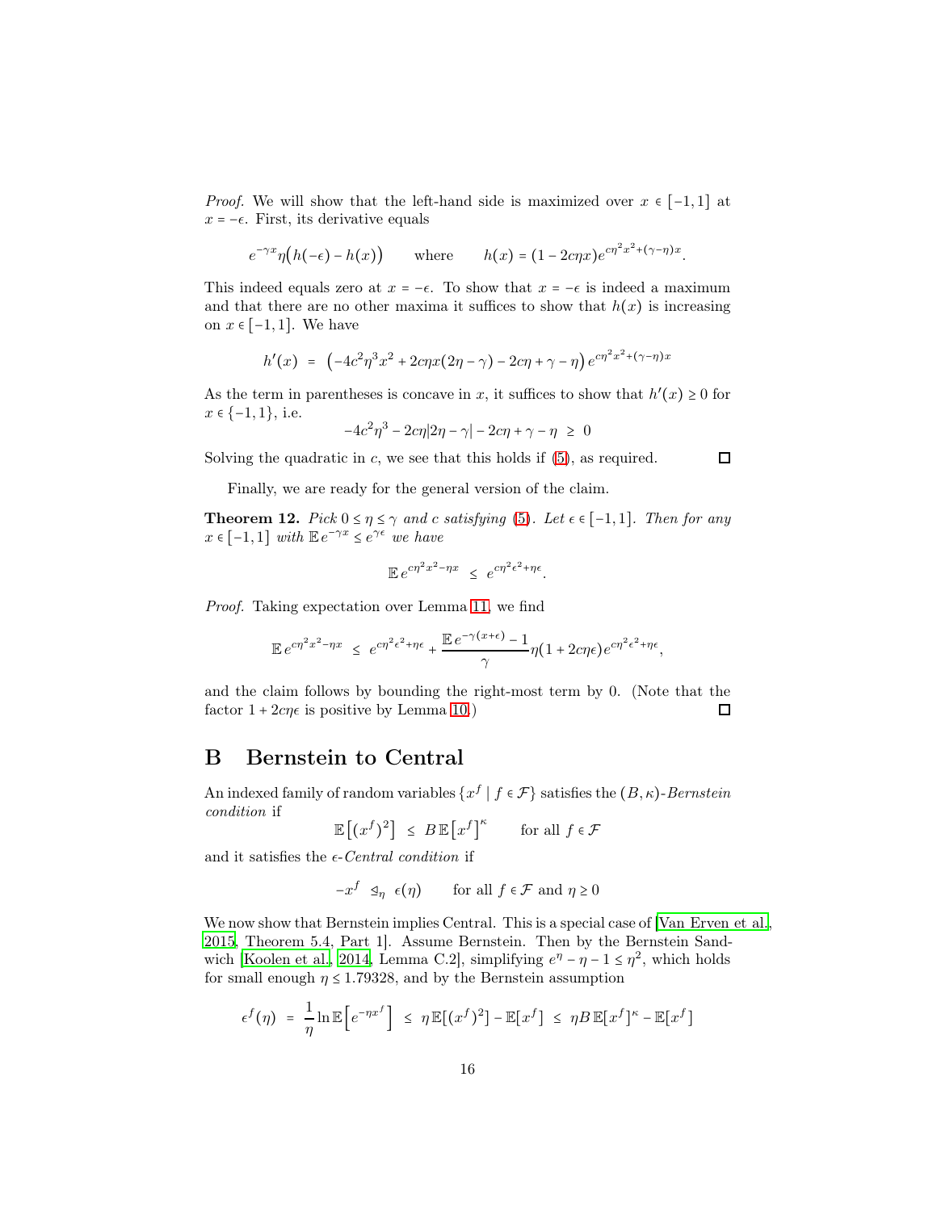*Proof.* We will show that the left-hand side is maximized over $x \in [-1,1]$ at $x = -\epsilon$. First, its derivative equals

$$e^{-\gamma x}\eta\big(h(-\epsilon) - h(x)\big) \qquad \text{where} \qquad h(x) = (1 - 2c\eta x)e^{c\eta^2 x^2 + (\gamma-\eta)x}.$$

This indeed equals zero at $x = -\epsilon$. To show that $x = -\epsilon$ is indeed a maximum and that there are no other maxima it suffices to show that $h(x)$ is increasing on $x \in [-1,1]$. We have

$$h'(x) \;=\; \left(-4c^2\eta^3 x^2 + 2c\eta x(2\eta - \gamma) - 2c\eta + \gamma - \eta\right) e^{c\eta^2 x^2 + (\gamma-\eta)x}$$

As the term in parentheses is concave in $x$, it suffices to show that $h'(x) \geq 0$ for $x \in \{-1, 1\}$, i.e.

$$-4c^2\eta^3 - 2c\eta|2\eta - \gamma| - 2c\eta + \gamma - \eta \;\geq\; 0$$

Solving the quadratic in $c$, we see that this holds if (5), as required. ◻

Finally, we are ready for the general version of the claim.

**Theorem 12.** *Pick $0 \leq \eta \leq \gamma$ and $c$ satisfying (5). Let $\epsilon \in [-1,1]$. Then for any $x \in [-1,1]$ with $\mathbb{E}\, e^{-\gamma x} \leq e^{\gamma\epsilon}$ we have*

$$\mathbb{E}\, e^{c\eta^2 x^2 - \eta x} \;\leq\; e^{c\eta^2\epsilon^2 + \eta\epsilon}.$$

*Proof.* Taking expectation over Lemma 11, we find

$$\mathbb{E}\, e^{c\eta^2 x^2 - \eta x} \;\leq\; e^{c\eta^2\epsilon^2 + \eta\epsilon} + \frac{\mathbb{E}\, e^{-\gamma(x+\epsilon)} - 1}{\gamma}\eta(1 + 2c\eta\epsilon)e^{c\eta^2\epsilon^2 + \eta\epsilon},$$

and the claim follows by bounding the right-most term by 0. (Note that the factor $1 + 2c\eta\epsilon$ is positive by Lemma 10.) ◻

## B Bernstein to Central

An indexed family of random variables $\{x^f \mid f \in \mathcal{F}\}$ satisfies the $(B,\kappa)$-*Bernstein condition* if

$$\mathbb{E}\left[(x^f)^2\right] \;\leq\; B\,\mathbb{E}\left[x^f\right]^\kappa \qquad \text{for all } f \in \mathcal{F}$$

and it satisfies the $\epsilon$-*Central condition* if

$$-x^f \;\trianglelefteq_\eta\; \epsilon(\eta) \qquad \text{for all } f \in \mathcal{F} \text{ and } \eta \geq 0$$

We now show that Bernstein implies Central. This is a special case of [Van Erven et al., 2015, Theorem 5.4, Part 1]. Assume Bernstein. Then by the Bernstein Sandwich [Koolen et al., 2014, Lemma C.2], simplifying $e^\eta - \eta - 1 \leq \eta^2$, which holds for small enough $\eta \leq 1.79328$, and by the Bernstein assumption

$$\epsilon^f(\eta) \;=\; \frac{1}{\eta}\ln\mathbb{E}\left[e^{-\eta x^f}\right] \;\leq\; \eta\,\mathbb{E}[(x^f)^2] - \mathbb{E}[x^f] \;\leq\; \eta B\,\mathbb{E}[x^f]^\kappa - \mathbb{E}[x^f]$$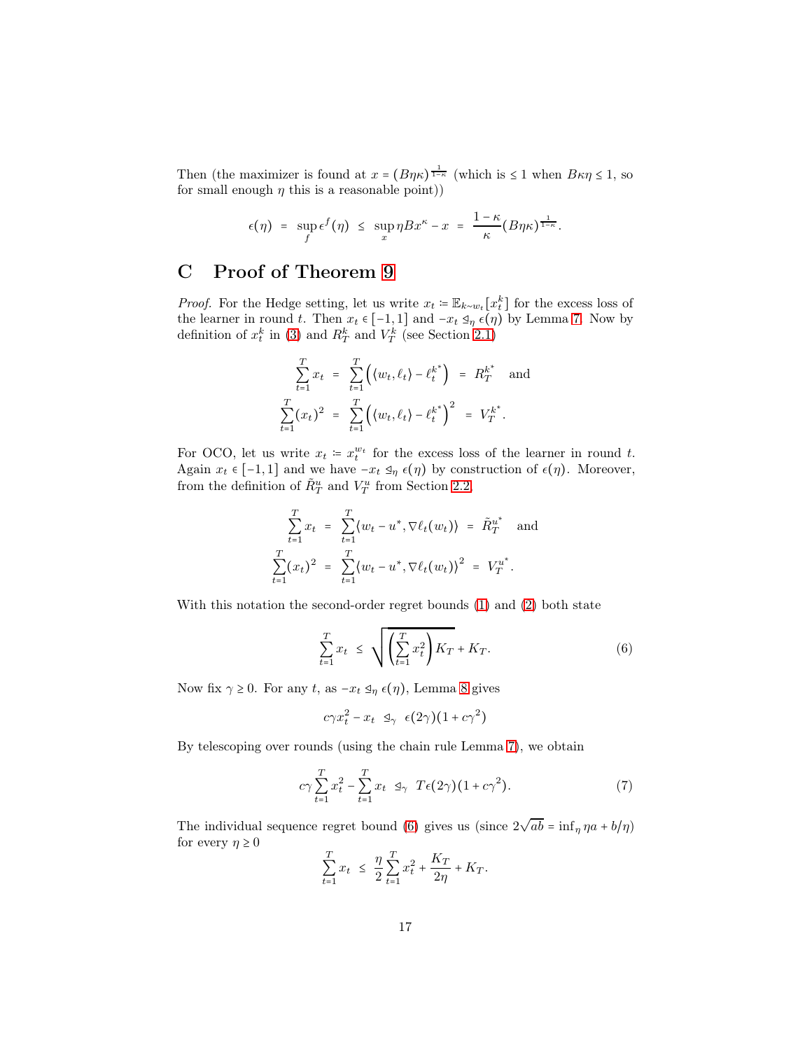Then (the maximizer is found at $x = (B\eta\kappa)^{\frac{1}{1-\kappa}}$ (which is $\leq 1$ when $B\kappa\eta \leq 1$, so for small enough $\eta$ this is a reasonable point))

$$\epsilon(\eta) \;=\; \sup_f \epsilon^f(\eta) \;\leq\; \sup_x \eta B x^\kappa - x \;=\; \frac{1-\kappa}{\kappa}(B\eta\kappa)^{\frac{1}{1-\kappa}}.$$

# C Proof of Theorem 9

*Proof.* For the Hedge setting, let us write $x_t \coloneqq \mathbb{E}_{k\sim w_t}[x_t^k]$ for the excess loss of the learner in round $t$. Then $x_t \in [-1,1]$ and $-x_t \trianglelefteq_\eta \epsilon(\eta)$ by Lemma 7. Now by definition of $x_t^k$ in (3) and $R_T^k$ and $V_T^k$ (see Section 2.1)

$$\sum_{t=1}^T x_t \;=\; \sum_{t=1}^T \left( \langle w_t, \ell_t \rangle - \ell_t^{k^*} \right) \;=\; R_T^{k^*} \quad \text{and}$$

$$\sum_{t=1}^T (x_t)^2 \;=\; \sum_{t=1}^T \left( \langle w_t, \ell_t \rangle - \ell_t^{k^*} \right)^2 \;=\; V_T^{k^*}.$$

For OCO, let us write $x_t \coloneqq x_t^{w_t}$ for the excess loss of the learner in round $t$. Again $x_t \in [-1,1]$ and we have $-x_t \trianglelefteq_\eta \epsilon(\eta)$ by construction of $\epsilon(\eta)$. Moreover, from the definition of $\tilde{R}_T^u$ and $V_T^u$ from Section 2.2,

$$\sum_{t=1}^T x_t \;=\; \sum_{t=1}^T \langle w_t - u^*, \nabla \ell_t(w_t) \rangle \;=\; \tilde{R}_T^{u^*} \quad \text{and}$$

$$\sum_{t=1}^T (x_t)^2 \;=\; \sum_{t=1}^T \langle w_t - u^*, \nabla \ell_t(w_t) \rangle^2 \;=\; V_T^{u^*}.$$

With this notation the second-order regret bounds (1) and (2) both state

$$\sum_{t=1}^T x_t \;\leq\; \sqrt{\left(\sum_{t=1}^T x_t^2\right) K_T} + K_T. \tag{6}$$

Now fix $\gamma \geq 0$. For any $t$, as $-x_t \trianglelefteq_\eta \epsilon(\eta)$, Lemma 8 gives

$$c\gamma x_t^2 - x_t \;\trianglelefteq_\gamma\; \epsilon(2\gamma)(1 + c\gamma^2)$$

By telescoping over rounds (using the chain rule Lemma 7), we obtain

$$c\gamma \sum_{t=1}^T x_t^2 - \sum_{t=1}^T x_t \;\trianglelefteq_\gamma\; T\epsilon(2\gamma)(1 + c\gamma^2). \tag{7}$$

The individual sequence regret bound (6) gives us (since $2\sqrt{ab} = \inf_\eta \eta a + b/\eta$) for every $\eta \geq 0$

$$\sum_{t=1}^T x_t \;\leq\; \frac{\eta}{2}\sum_{t=1}^T x_t^2 + \frac{K_T}{2\eta} + K_T.$$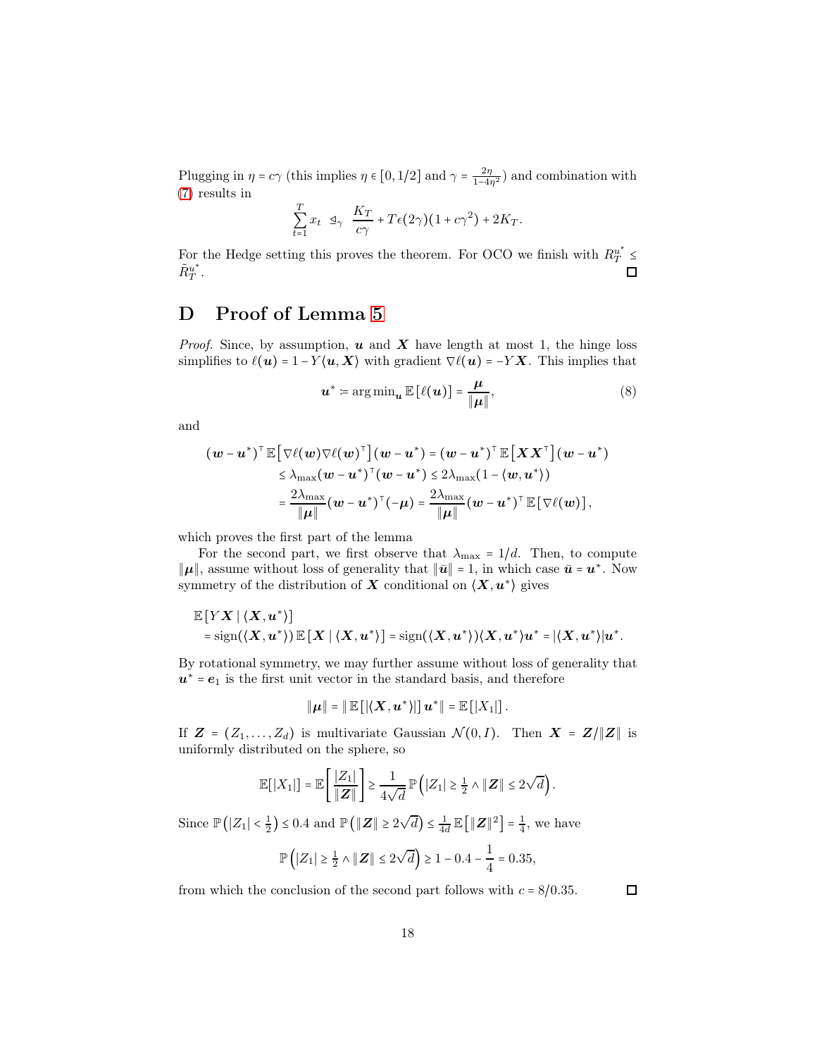Plugging in $\eta = c\gamma$ (this implies $\eta \in [0, 1/2]$ and $\gamma = \frac{2\eta}{1-4\eta^2}$) and combination with (7) results in

$$\sum_{t=1}^{T} x_t \;\trianglelefteq_\gamma\; \frac{K_T}{c\gamma} + T\epsilon(2\gamma)(1 + c\gamma^2) + 2K_T.$$

For the Hedge setting this proves the theorem. For OCO we finish with $R_T^{u^*} \leq \tilde{R}_T^{u^*}$. ◻

# D Proof of Lemma 5

*Proof.* Since, by assumption, $\boldsymbol{u}$ and $\boldsymbol{X}$ have length at most 1, the hinge loss simplifies to $\ell(\boldsymbol{u}) = 1 - Y\langle \boldsymbol{u}, \boldsymbol{X}\rangle$ with gradient $\nabla \ell(\boldsymbol{u}) = -Y\boldsymbol{X}$. This implies that

$$\boldsymbol{u}^* \coloneqq \arg\min_{\boldsymbol{u}} \mathbb{E}\left[\ell(\boldsymbol{u})\right] = \frac{\boldsymbol{\mu}}{\|\boldsymbol{\mu}\|}, \tag{8}$$

and

$$\begin{aligned}
(\boldsymbol{w} - \boldsymbol{u}^*)^\intercal \mathbb{E}\left[\nabla\ell(\boldsymbol{w})\nabla\ell(\boldsymbol{w})^\intercal\right](\boldsymbol{w} - \boldsymbol{u}^*) &= (\boldsymbol{w} - \boldsymbol{u}^*)^\intercal \mathbb{E}\left[\boldsymbol{X}\boldsymbol{X}^\intercal\right](\boldsymbol{w} - \boldsymbol{u}^*) \\
&\leq \lambda_{\max}(\boldsymbol{w} - \boldsymbol{u}^*)^\intercal(\boldsymbol{w} - \boldsymbol{u}^*) \leq 2\lambda_{\max}(1 - \langle \boldsymbol{w}, \boldsymbol{u}^*\rangle) \\
&= \frac{2\lambda_{\max}}{\|\boldsymbol{\mu}\|}(\boldsymbol{w} - \boldsymbol{u}^*)^\intercal(-\boldsymbol{\mu}) = \frac{2\lambda_{\max}}{\|\boldsymbol{\mu}\|}(\boldsymbol{w} - \boldsymbol{u}^*)^\intercal \mathbb{E}\left[\nabla\ell(\boldsymbol{w})\right],
\end{aligned}$$

which proves the first part of the lemma

For the second part, we first observe that $\lambda_{\max} = 1/d$. Then, to compute $\|\boldsymbol{\mu}\|$, assume without loss of generality that $\|\bar{\boldsymbol{u}}\| = 1$, in which case $\bar{\boldsymbol{u}} = \boldsymbol{u}^*$. Now symmetry of the distribution of $\boldsymbol{X}$ conditional on $\langle \boldsymbol{X}, \boldsymbol{u}^*\rangle$ gives

$$\begin{aligned}
&\mathbb{E}\left[Y\boldsymbol{X} \mid \langle \boldsymbol{X}, \boldsymbol{u}^*\rangle\right] \\
&\quad = \operatorname{sign}(\langle \boldsymbol{X}, \boldsymbol{u}^*\rangle)\,\mathbb{E}\left[\boldsymbol{X} \mid \langle \boldsymbol{X}, \boldsymbol{u}^*\rangle\right] = \operatorname{sign}(\langle \boldsymbol{X}, \boldsymbol{u}^*\rangle)\langle \boldsymbol{X}, \boldsymbol{u}^*\rangle\boldsymbol{u}^* = |\langle \boldsymbol{X}, \boldsymbol{u}^*\rangle|\boldsymbol{u}^*.
\end{aligned}$$

By rotational symmetry, we may further assume without loss of generality that $\boldsymbol{u}^* = \boldsymbol{e}_1$ is the first unit vector in the standard basis, and therefore

$$\|\boldsymbol{\mu}\| = \|\,\mathbb{E}\left[|\langle \boldsymbol{X}, \boldsymbol{u}^*\rangle|\right]\boldsymbol{u}^*\| = \mathbb{E}\left[|X_1|\right].$$

If $\boldsymbol{Z} = (Z_1, \ldots, Z_d)$ is multivariate Gaussian $\mathcal{N}(0, I)$. Then $\boldsymbol{X} = \boldsymbol{Z}/\|\boldsymbol{Z}\|$ is uniformly distributed on the sphere, so

$$\mathbb{E}[|X_1|] = \mathbb{E}\left[\frac{|Z_1|}{\|\boldsymbol{Z}\|}\right] \geq \frac{1}{4\sqrt{d}}\mathbb{P}\left(|Z_1| \geq \tfrac{1}{2} \wedge \|\boldsymbol{Z}\| \leq 2\sqrt{d}\right).$$

Since $\mathbb{P}\left(|Z_1| < \frac{1}{2}\right) \leq 0.4$ and $\mathbb{P}\left(\|\boldsymbol{Z}\| \geq 2\sqrt{d}\right) \leq \frac{1}{4d}\mathbb{E}\left[\|\boldsymbol{Z}\|^2\right] = \frac{1}{4}$, we have

$$\mathbb{P}\left(|Z_1| \geq \tfrac{1}{2} \wedge \|\boldsymbol{Z}\| \leq 2\sqrt{d}\right) \geq 1 - 0.4 - \frac{1}{4} = 0.35,$$

from which the conclusion of the second part follows with $c = 8/0.35$. ◻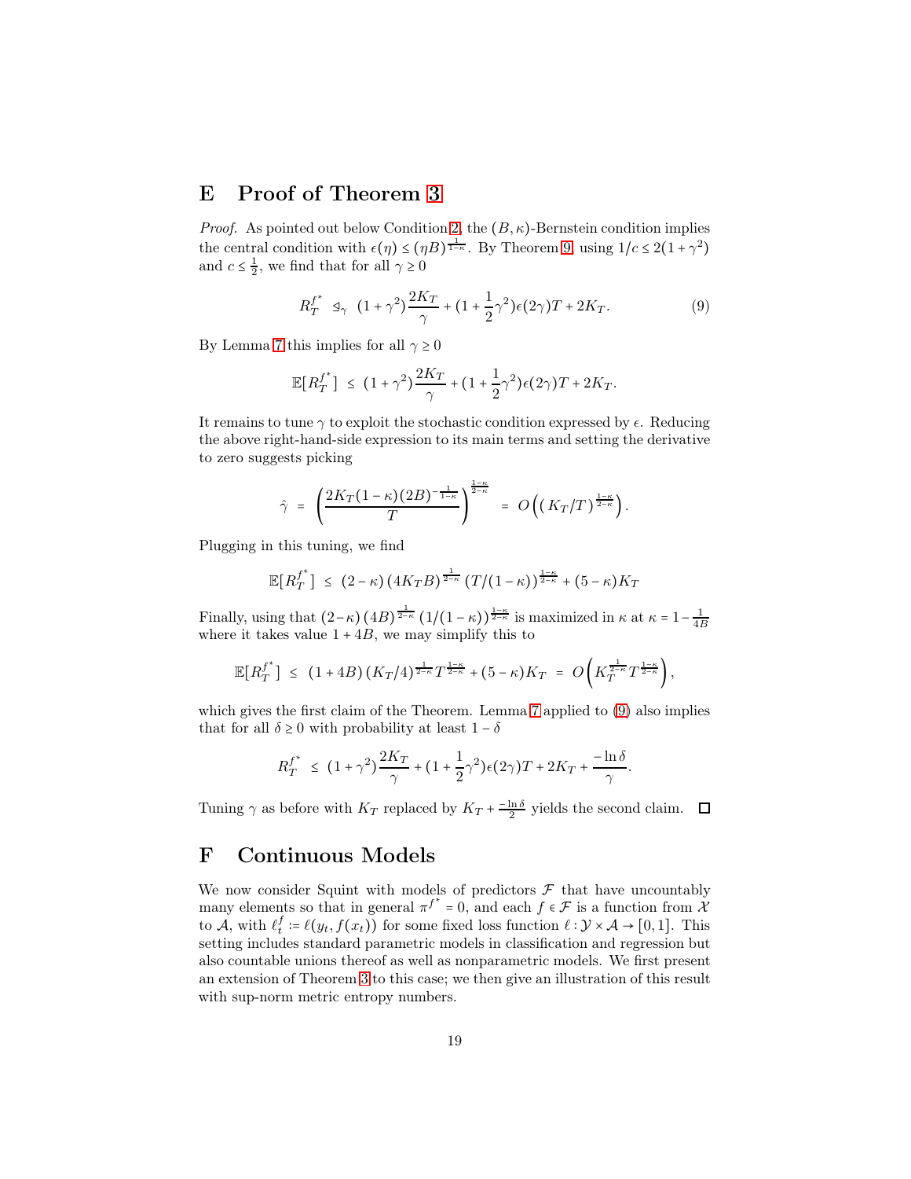## E Proof of Theorem 3

*Proof.* As pointed out below Condition 2, the $(B,\kappa)$-Bernstein condition implies the central condition with $\epsilon(\eta) \leq (\eta B)^{\frac{1}{1-\kappa}}$. By Theorem 9, using $1/c \leq 2(1+\gamma^2)$ and $c \leq \frac{1}{2}$, we find that for all $\gamma \geq 0$

$$R_T^{f^*} \;\trianglelefteq_\gamma\; (1+\gamma^2)\frac{2K_T}{\gamma} + (1+\frac{1}{2}\gamma^2)\epsilon(2\gamma)T + 2K_T. \tag{9}$$

By Lemma 7 this implies for all $\gamma \geq 0$

$$\mathbb{E}[R_T^{f^*}] \;\leq\; (1+\gamma^2)\frac{2K_T}{\gamma} + (1+\frac{1}{2}\gamma^2)\epsilon(2\gamma)T + 2K_T.$$

It remains to tune $\gamma$ to exploit the stochastic condition expressed by $\epsilon$. Reducing the above right-hand-side expression to its main terms and setting the derivative to zero suggests picking

$$\hat{\gamma} \;=\; \left(\frac{2K_T(1-\kappa)(2B)^{-\frac{1}{1-\kappa}}}{T}\right)^{\frac{1-\kappa}{2-\kappa}} \;=\; O\left(\left(K_T/T\right)^{\frac{1-\kappa}{2-\kappa}}\right).$$

Plugging in this tuning, we find

$$\mathbb{E}[R_T^{f^*}] \;\leq\; (2-\kappa)\left(4K_T B\right)^{\frac{1}{2-\kappa}}\left(T/(1-\kappa)\right)^{\frac{1-\kappa}{2-\kappa}} + (5-\kappa)K_T$$

Finally, using that $(2-\kappa)\left(4B\right)^{\frac{1}{2-\kappa}}\left(1/(1-\kappa)\right)^{\frac{1-\kappa}{2-\kappa}}$ is maximized in $\kappa$ at $\kappa = 1-\frac{1}{4B}$ where it takes value $1+4B$, we may simplify this to

$$\mathbb{E}[R_T^{f^*}] \;\leq\; (1+4B)\left(K_T/4\right)^{\frac{1}{2-\kappa}}T^{\frac{1-\kappa}{2-\kappa}} + (5-\kappa)K_T \;=\; O\left(K_T^{\frac{1}{2-\kappa}}T^{\frac{1-\kappa}{2-\kappa}}\right),$$

which gives the first claim of the Theorem. Lemma 7 applied to (9) also implies that for all $\delta \geq 0$ with probability at least $1-\delta$

$$R_T^{f^*} \;\leq\; (1+\gamma^2)\frac{2K_T}{\gamma} + (1+\frac{1}{2}\gamma^2)\epsilon(2\gamma)T + 2K_T + \frac{-\ln\delta}{\gamma}.$$

Tuning $\gamma$ as before with $K_T$ replaced by $K_T + \frac{-\ln\delta}{2}$ yields the second claim. $\square$

## F Continuous Models

We now consider Squint with models of predictors $\mathcal{F}$ that have uncountably many elements so that in general $\pi^{f^*} = 0$, and each $f \in \mathcal{F}$ is a function from $\mathcal{X}$ to $\mathcal{A}$, with $\ell_t^f := \ell(y_t, f(x_t))$ for some fixed loss function $\ell : \mathcal{Y} \times \mathcal{A} \to [0,1]$. This setting includes standard parametric models in classification and regression but also countable unions thereof as well as nonparametric models. We first present an extension of Theorem 3 to this case; we then give an illustration of this result with sup-norm metric entropy numbers.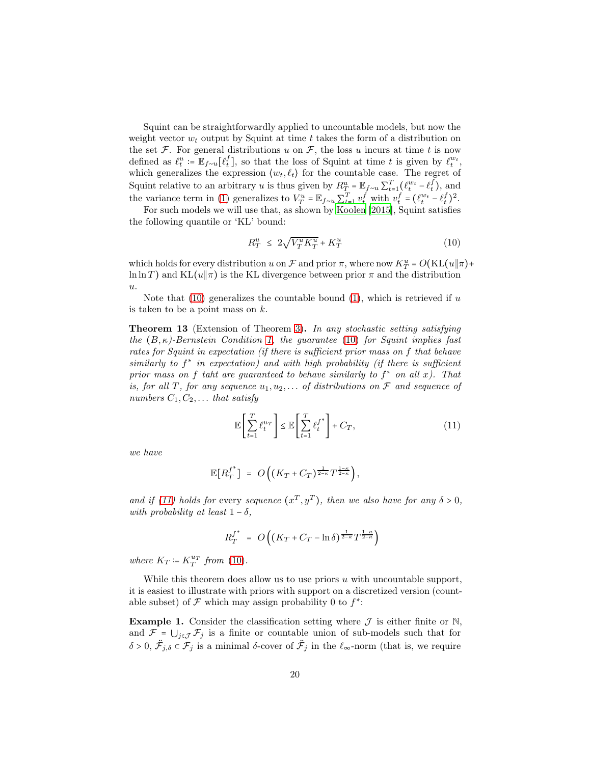Squint can be straightforwardly applied to uncountable models, but now the weight vector $w_t$ output by Squint at time $t$ takes the form of a distribution on the set $\mathcal{F}$. For general distributions $u$ on $\mathcal{F}$, the loss $u$ incurs at time $t$ is now defined as $\ell_t^u := \mathbb{E}_{f \sim u}[\ell_t^f]$, so that the loss of Squint at time $t$ is given by $\ell_t^{w_t}$, which generalizes the expression $\langle w_t, \ell_t \rangle$ for the countable case. The regret of Squint relative to an arbitrary $u$ is thus given by $R_T^u = \mathbb{E}_{f \sim u} \sum_{t=1}^T (\ell_t^{w_t} - \ell_t^f)$, and the variance term in (1) generalizes to $V_T^u = \mathbb{E}_{f \sim u} \sum_{t=1}^T v_t^f$ with $v_t^f = (\ell_t^{w_t} - \ell_t^f)^2$.

For such models we will use that, as shown by Koolen [2015], Squint satisfies the following quantile or 'KL' bound:

$$
R_T^u \;\le\; 2\sqrt{V_T^u K_T^u} + K_T^u \tag{10}
$$

which holds for every distribution $u$ on $\mathcal{F}$ and prior $\pi$, where now $K_T^u = O(\mathrm{KL}(u \| \pi) + \ln \ln T)$ and $\mathrm{KL}(u\|\pi)$ is the KL divergence between prior $\pi$ and the distribution $u$.

Note that (10) generalizes the countable bound (1), which is retrieved if $u$ is taken to be a point mass on $k$.

**Theorem 13** (Extension of Theorem 3)**.** *In any stochastic setting satisfying the $(B,\kappa)$-Bernstein Condition 1, the guarantee (10) for Squint implies fast rates for Squint in expectation (if there is sufficient prior mass on $f$ that behave similarly to $f^*$ in expectation) and with high probability (if there is sufficient prior mass on $f$ taht are guaranteed to behave similarly to $f^*$ on all $x$). That is, for all $T$, for any sequence $u_1, u_2, \ldots$ of distributions on $\mathcal{F}$ and sequence of numbers $C_1, C_2, \ldots$ that satisfy*

$$
\mathbb{E}\left[\sum_{t=1}^T \ell_t^{u_T}\right] \le \mathbb{E}\left[\sum_{t=1}^T \ell_t^{f^*}\right] + C_T, \tag{11}
$$

*we have*

$$
\mathbb{E}[R_T^{f^*}] \;=\; O\left((K_T + C_T)^{\frac{1}{2-\kappa}} T^{\frac{1-\kappa}{2-\kappa}}\right),
$$

*and if (11) holds for* every *sequence $(x^T, y^T)$, then we also have for any $\delta > 0$, with probability at least $1 - \delta$,*

$$
R_T^{f^*} \;=\; O\left((K_T + C_T - \ln \delta)^{\frac{1}{2-\kappa}} T^{\frac{1-\kappa}{2-\kappa}}\right)
$$

*where $K_T \coloneqq K_T^{u_T}$ from (10).*

While this theorem does allow us to use priors $u$ with uncountable support, it is easiest to illustrate with priors with support on a discretized version (countable subset) of $\mathcal{F}$ which may assign probability 0 to $f^*$:

**Example 1.** Consider the classification setting where $\mathcal{J}$ is either finite or $\mathbb{N}$, and $\mathcal{F} = \bigcup_{j \in \mathcal{J}} \mathcal{F}_j$ is a finite or countable union of sub-models such that for $\delta > 0$, $\ddot{\mathcal{F}}_{j,\delta} \subset \mathcal{F}_j$ is a minimal $\delta$-cover of $\ddot{\mathcal{F}}_j$ in the $\ell_\infty$-norm (that is, we require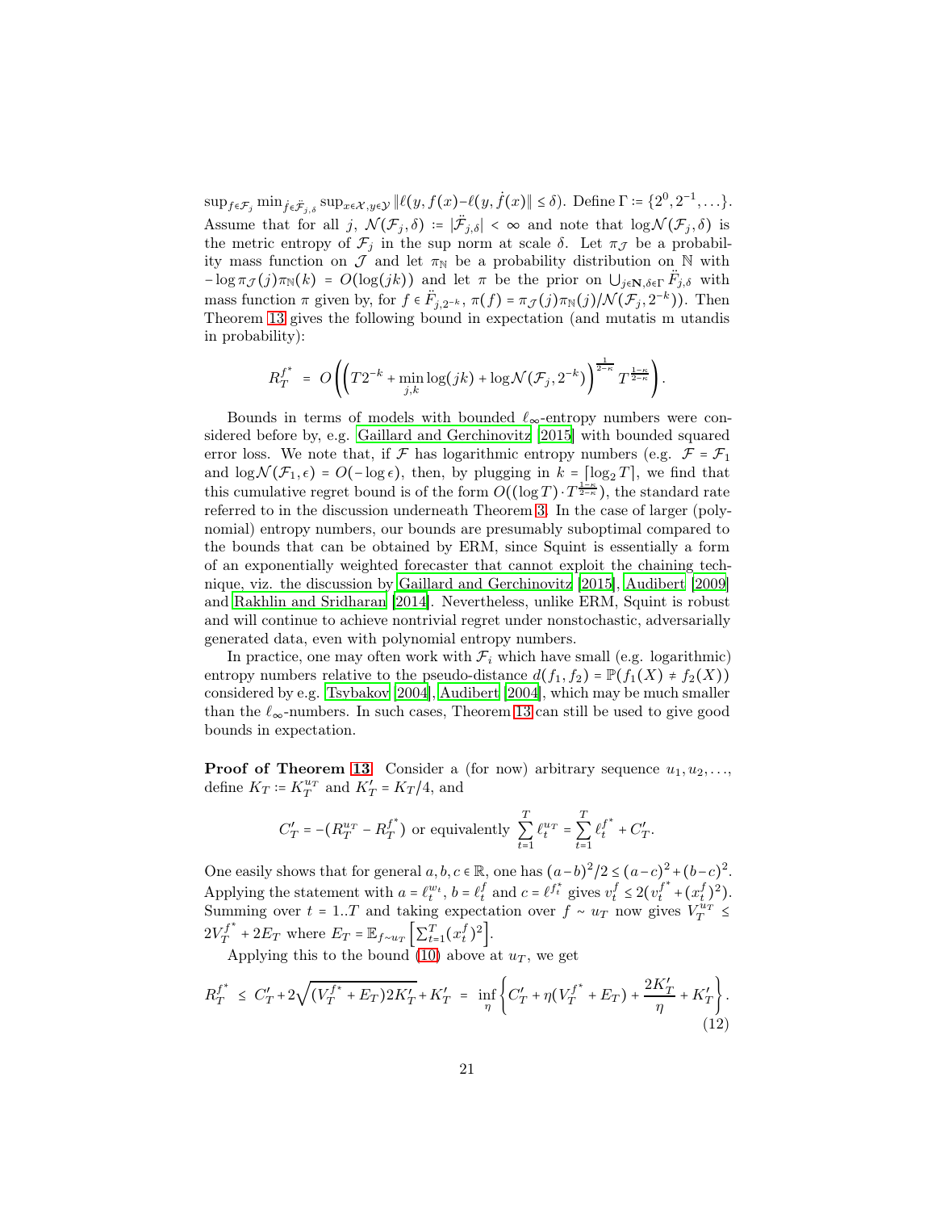$\sup_{f \in \mathcal{F}_j} \min_{\dot{f} \in \ddot{\mathcal{F}}_{j,\delta}} \sup_{x \in \mathcal{X}, y \in \mathcal{Y}} \|\ell(y, f(x) - \ell(y, \dot{f}(x)\| \leq \delta)$. Define $\Gamma := \{2^0, 2^{-1}, \ldots\}$. Assume that for all $j$, $\mathcal{N}(\mathcal{F}_j, \delta) := |\ddot{\mathcal{F}}_{j,\delta}| < \infty$ and note that $\log \mathcal{N}(\mathcal{F}_j, \delta)$ is the metric entropy of $\mathcal{F}_j$ in the sup norm at scale $\delta$. Let $\pi_{\mathcal{J}}$ be a probability mass function on $\mathcal{J}$ and let $\pi_{\mathbb{N}}$ be a probability distribution on $\mathbb{N}$ with $-\log \pi_{\mathcal{J}}(j)\pi_{\mathbb{N}}(k) = O(\log(jk))$ and let $\pi$ be the prior on $\bigcup_{j \in \mathbf{N}, \delta \in \Gamma} \ddot{F}_{j,\delta}$ with mass function $\pi$ given by, for $f \in \ddot{F}_{j,2^{-k}}$, $\pi(f) = \pi_{\mathcal{J}}(j)\pi_{\mathbb{N}}(j)/\mathcal{N}(\mathcal{F}_j, 2^{-k}))$. Then Theorem 13 gives the following bound in expectation (and mutatis m utandis in probability):

$$R_T^{f^*} \;=\; O\left(\left(T 2^{-k} + \min_{j,k} \log(jk) + \log \mathcal{N}(\mathcal{F}_j, 2^{-k})\right)^{\frac{1}{2-\kappa}} T^{\frac{1-\kappa}{2-\kappa}}\right).$$

Bounds in terms of models with bounded $\ell_\infty$-entropy numbers were considered before by, e.g. Gaillard and Gerchinovitz [2015] with bounded squared error loss. We note that, if $\mathcal{F}$ has logarithmic entropy numbers (e.g. $\mathcal{F} = \mathcal{F}_1$ and $\log \mathcal{N}(\mathcal{F}_1, \epsilon) = O(-\log \epsilon)$, then, by plugging in $k = \lceil \log_2 T \rceil$, we find that this cumulative regret bound is of the form $O((\log T) \cdot T^{\frac{1-\kappa}{2-\kappa}})$, the standard rate referred to in the discussion underneath Theorem 3. In the case of larger (polynomial) entropy numbers, our bounds are presumably suboptimal compared to the bounds that can be obtained by ERM, since Squint is essentially a form of an exponentially weighted forecaster that cannot exploit the chaining technique, viz. the discussion by Gaillard and Gerchinovitz [2015], Audibert [2009] and Rakhlin and Sridharan [2014]. Nevertheless, unlike ERM, Squint is robust and will continue to achieve nontrivial regret under nonstochastic, adversarially generated data, even with polynomial entropy numbers.

In practice, one may often work with $\mathcal{F}_i$ which have small (e.g. logarithmic) entropy numbers relative to the pseudo-distance $d(f_1, f_2) = \mathbb{P}(f_1(X) \neq f_2(X))$ considered by e.g. Tsybakov [2004], Audibert [2004], which may be much smaller than the $\ell_\infty$-numbers. In such cases, Theorem 13 can still be used to give good bounds in expectation.

**Proof of Theorem 13** Consider a (for now) arbitrary sequence $u_1, u_2, \ldots$, define $K_T := K_T^{u_T}$ and $K_T' = K_T/4$, and

$$C_T' = -(R_T^{u_T} - R_T^{f^*}) \text{ or equivalently } \sum_{t=1}^T \ell_t^{u_T} = \sum_{t=1}^T \ell_t^{f^*} + C_T'.$$

One easily shows that for general $a, b, c \in \mathbb{R}$, one has $(a-b)^2/2 \leq (a-c)^2 + (b-c)^2$. Applying the statement with $a = \ell_t^{w_t}$, $b = \ell_t^f$ and $c = \ell^{f_t^*}$ gives $v_t^f \leq 2(v_t^{f^*} + (x_t^f)^2)$. Summing over $t = 1..T$ and taking expectation over $f \sim u_T$ now gives $V_T^{u_T} \leq 2V_T^{f^*} + 2E_T$ where $E_T = \mathbb{E}_{f \sim u_T}\left[\sum_{t=1}^T (x_t^f)^2\right]$.

Applying this to the bound (10) above at $u_T$, we get

$$R_T^{f^*} \;\leq\; C_T' + 2\sqrt{(V_T^{f^*} + E_T) 2K_T'} + K_T' \;=\; \inf_\eta \left\{ C_T' + \eta(V_T^{f^*} + E_T) + \frac{2K_T'}{\eta} + K_T' \right\}. \tag{12}$$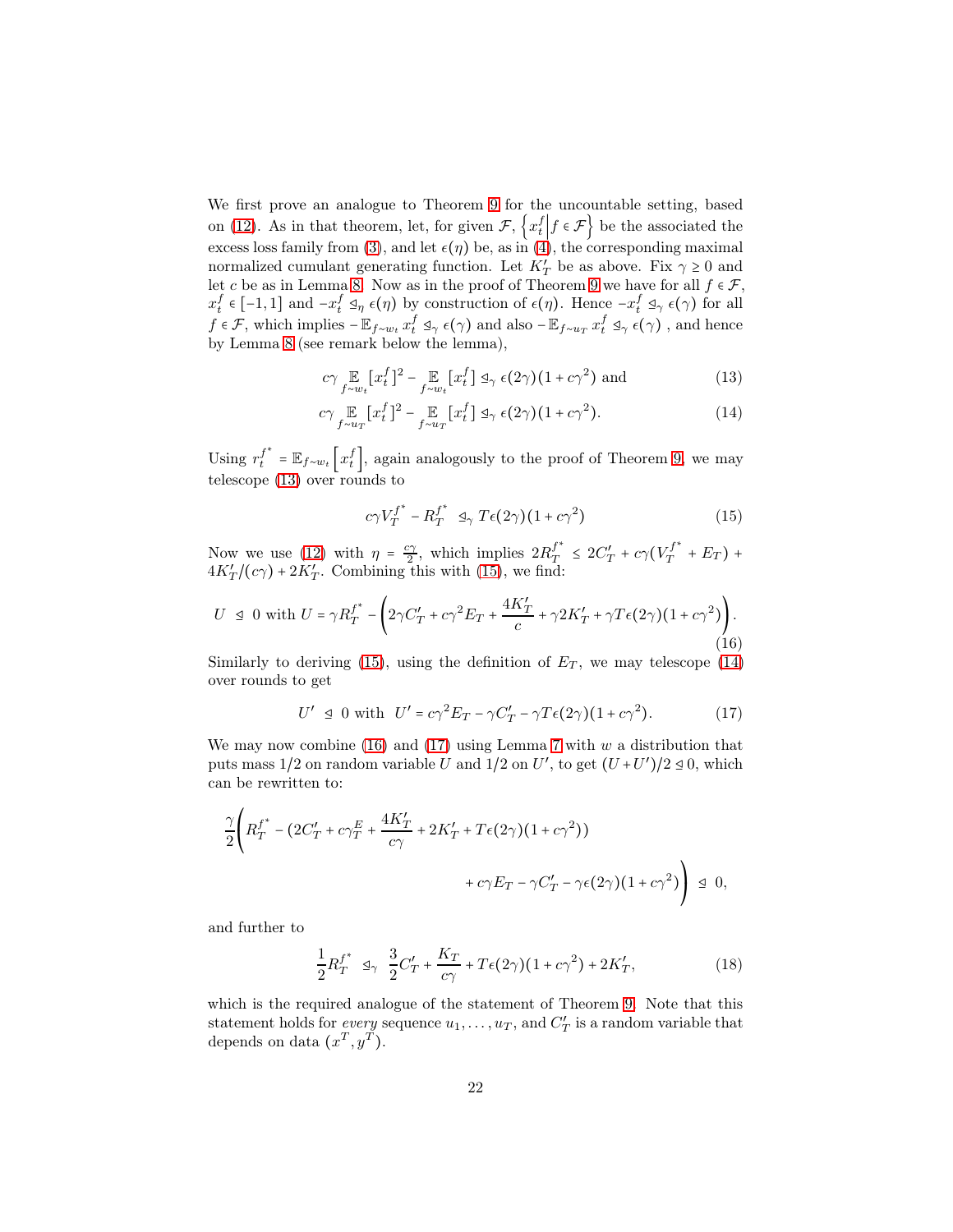We first prove an analogue to Theorem 9 for the uncountable setting, based on (12). As in that theorem, let, for given $\mathcal{F}$, $\left\{x_t^f \middle| f \in \mathcal{F}\right\}$ be the associated the excess loss family from (3), and let $\epsilon(\eta)$ be, as in (4), the corresponding maximal normalized cumulant generating function. Let $K'_T$ be as above. Fix $\gamma \geq 0$ and let $c$ be as in Lemma 8. Now as in the proof of Theorem 9 we have for all $f \in \mathcal{F}$, $x_t^f \in [-1,1]$ and $-x_t^f \trianglelefteq_\eta \epsilon(\eta)$ by construction of $\epsilon(\eta)$. Hence $-x_t^f \trianglelefteq_\gamma \epsilon(\gamma)$ for all $f \in \mathcal{F}$, which implies $-\mathbb{E}_{f\sim w_t} x_t^f \trianglelefteq_\gamma \epsilon(\gamma)$ and also $-\mathbb{E}_{f \sim u_T} x_t^f \trianglelefteq_\gamma \epsilon(\gamma)$ , and hence by Lemma 8 (see remark below the lemma),

$$
c\gamma \mathop{\mathbb{E}}_{f\sim w_t}[x_t^f]^2 - \mathop{\mathbb{E}}_{f\sim w_t}[x_t^f] \trianglelefteq_\gamma \epsilon(2\gamma)(1+c\gamma^2) \text{ and} \tag{13}
$$

$$
c\gamma \mathop{\mathbb{E}}_{f\sim u_T}[x_t^f]^2 - \mathop{\mathbb{E}}_{f\sim u_T}[x_t^f] \trianglelefteq_\gamma \epsilon(2\gamma)(1+c\gamma^2). \tag{14}
$$

Using $r_t^{f^*} = \mathbb{E}_{f\sim w_t}\left[x_t^f\right]$, again analogously to the proof of Theorem 9, we may telescope (13) over rounds to

$$
c\gamma V_T^{f^*} - R_T^{f^*} \trianglelefteq_\gamma T\epsilon(2\gamma)(1+c\gamma^2) \tag{15}
$$

Now we use (12) with $\eta = \frac{c\gamma}{2}$, which implies $2R_T^{f^*} \leq 2C'_T + c\gamma(V_T^{f^*} + E_T) + 4K'_T/(c\gamma) + 2K'_T$. Combining this with (15), we find:

$$
U \trianglelefteq 0 \text{ with } U = \gamma R_T^{f^*} - \left(2\gamma C'_T + c\gamma^2 E_T + \frac{4K'_T}{c} + \gamma 2K'_T + \gamma T\epsilon(2\gamma)(1+c\gamma^2)\right). \tag{16}
$$

Similarly to deriving (15), using the definition of $E_T$, we may telescope (14) over rounds to get

$$
U' \trianglelefteq 0 \text{ with } U' = c\gamma^2 E_T - \gamma C'_T - \gamma T\epsilon(2\gamma)(1+c\gamma^2). \tag{17}
$$

We may now combine (16) and (17) using Lemma 7 with $w$ a distribution that puts mass 1/2 on random variable $U$ and 1/2 on $U'$, to get $(U+U')/2 \trianglelefteq 0$, which can be rewritten to:

$$
\frac{\gamma}{2}\Bigg(R_T^{f^*} - (2C'_T + c\gamma_T^E + \frac{4K'_T}{c\gamma} + 2K'_T + T\epsilon(2\gamma)(1+c\gamma^2))
$$

$$
+ c\gamma E_T - \gamma C'_T - \gamma\epsilon(2\gamma)(1+c\gamma^2)\Bigg) \trianglelefteq 0,
$$

and further to

$$
\frac{1}{2}R_T^{f^*} \trianglelefteq_\gamma \frac{3}{2}C'_T + \frac{K_T}{c\gamma} + T\epsilon(2\gamma)(1+c\gamma^2) + 2K'_T, \tag{18}
$$

which is the required analogue of the statement of Theorem 9. Note that this statement holds for *every* sequence $u_1, \ldots, u_T$, and $C'_T$ is a random variable that depends on data $(x^T, y^T)$.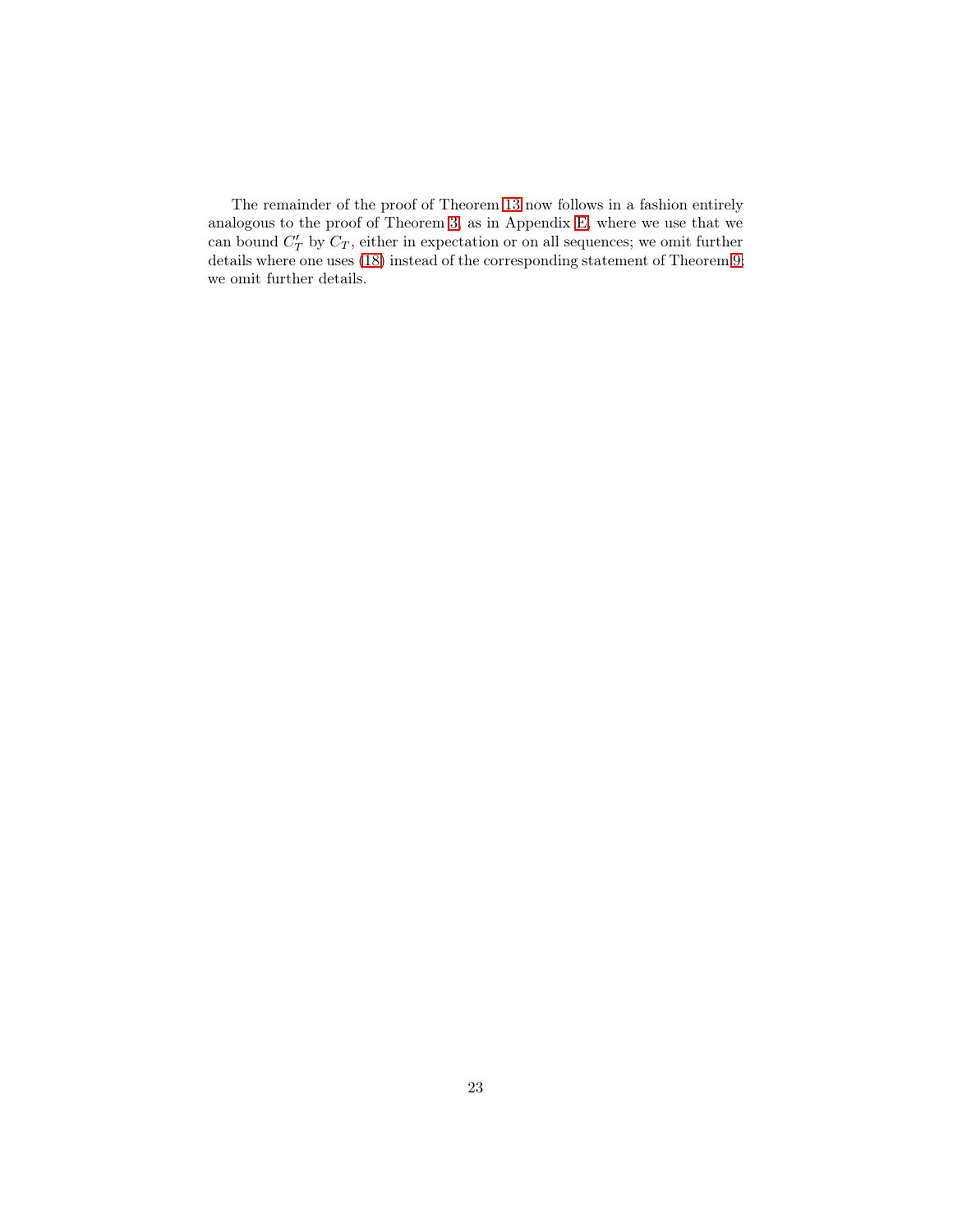The remainder of the proof of Theorem 13 now follows in a fashion entirely analogous to the proof of Theorem 3, as in Appendix E, where we use that we can bound $C'_T$ by $C_T$, either in expectation or on all sequences; we omit further details where one uses (18) instead of the corresponding statement of Theorem 9; we omit further details.